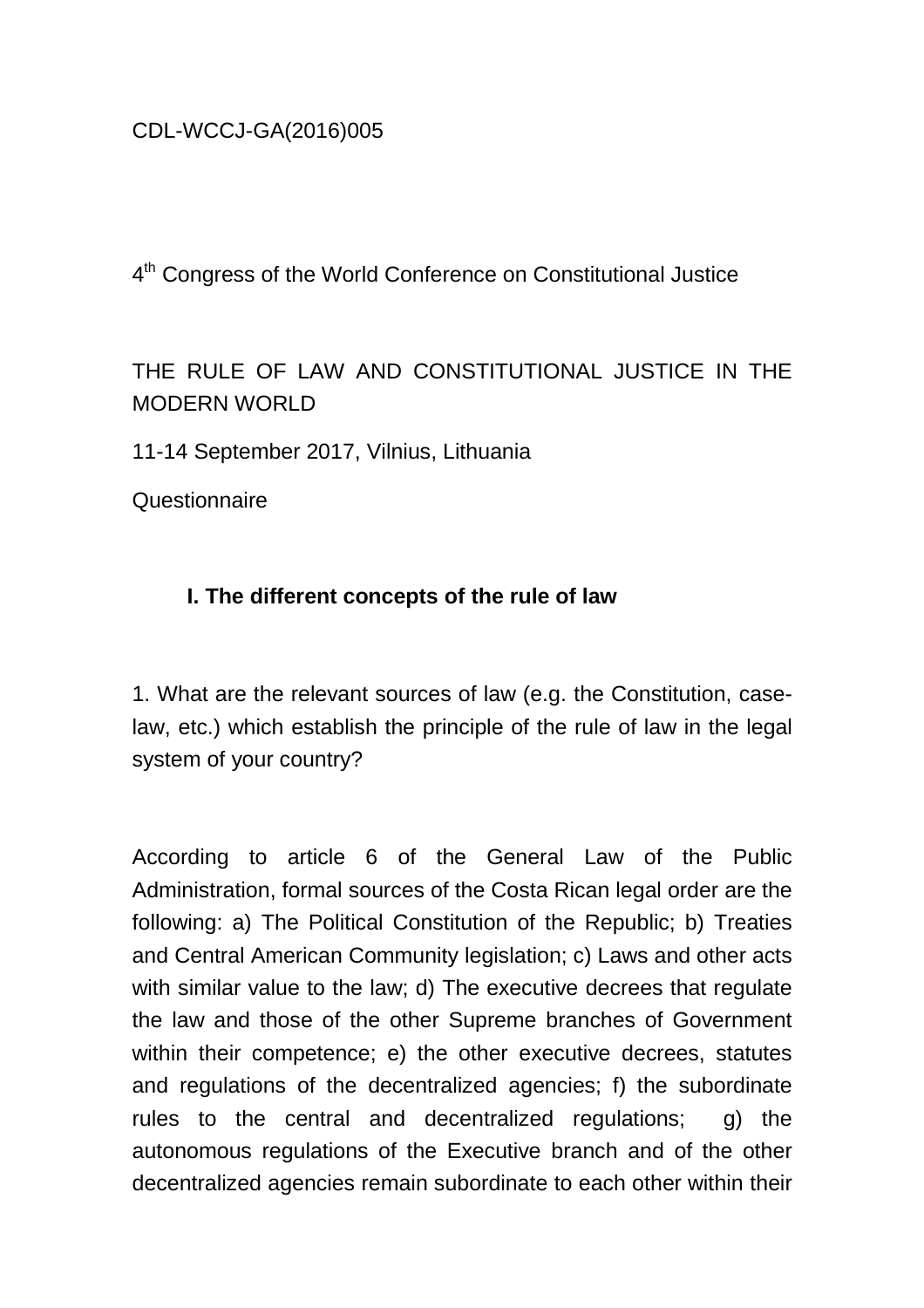CDL-WCCJ-GA(2016)005

4th Congress of the World Conference on Constitutional Justice

# THE RULE OF LAW AND CONSTITUTIONAL JUSTICE IN THE MODERN WORLD

11-14 September 2017, Vilnius, Lithuania

Questionnaire

## I. The different concepts of the rule of law

1. What are the relevant sources of law (e.g. the Constitution, case-law, etc.) which establish the principle of the rule of law in the legal system of your country?

According to article 6 of the General Law of the Public Administration, formal sources of the Costa Rican legal order are the following: a) The Political Constitution of the Republic; b) Treaties and Central American Community legislation; c) Laws and other acts with similar value to the law; d) The executive decrees that regulate the law and those of the other Supreme branches of Government within their competence; e) the other executive decrees, statutes and regulations of the decentralized agencies; f) the subordinate rules to the central and decentralized regulations; g) the autonomous regulations of the Executive branch and of the other decentralized agencies remain subordinate to each other within their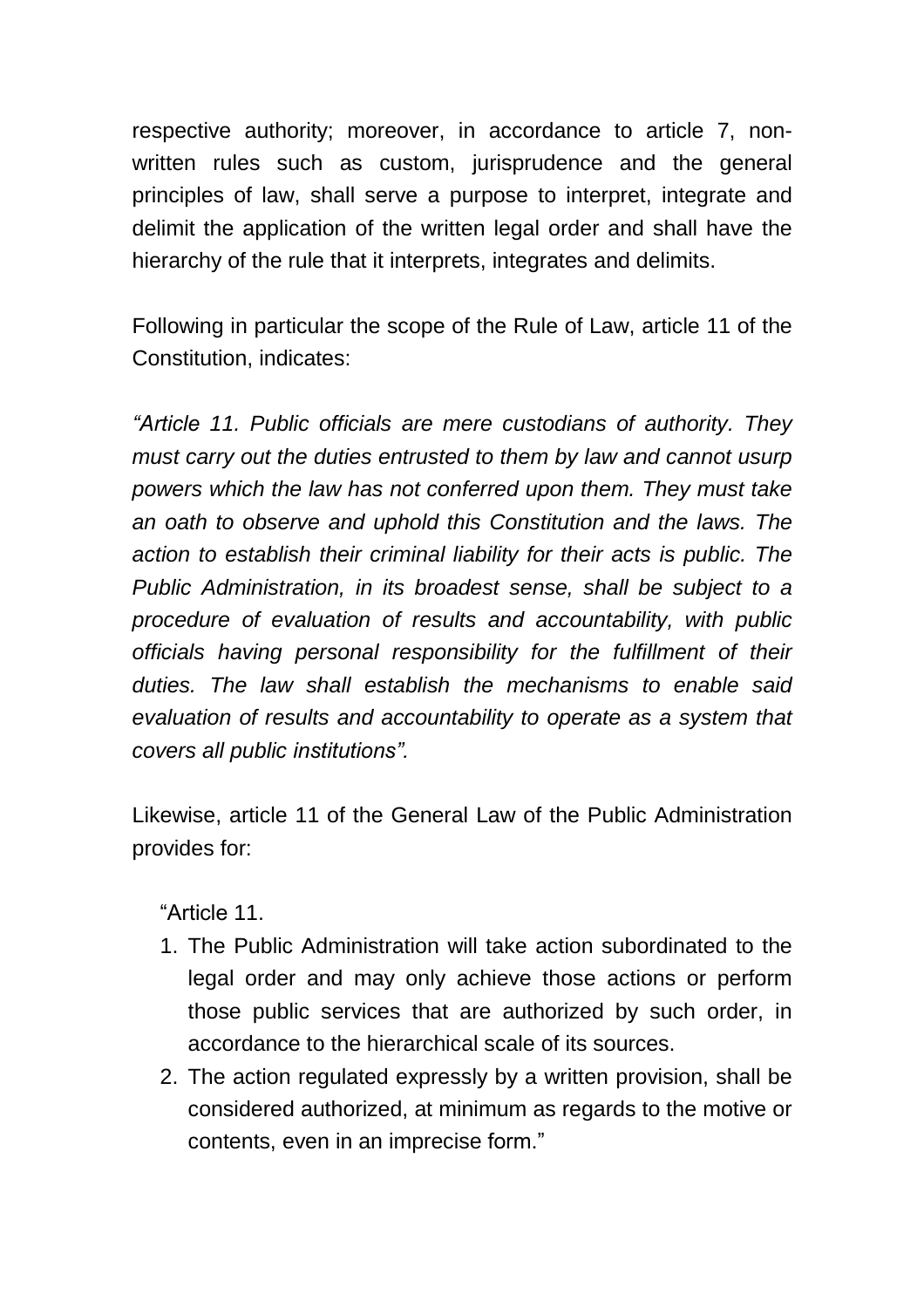respective authority; moreover, in accordance to article 7, non-written rules such as custom, jurisprudence and the general principles of law, shall serve a purpose to interpret, integrate and delimit the application of the written legal order and shall have the hierarchy of the rule that it interprets, integrates and delimits.

Following in particular the scope of the Rule of Law, article 11 of the Constitution, indicates:

*"Article 11. Public officials are mere custodians of authority. They must carry out the duties entrusted to them by law and cannot usurp powers which the law has not conferred upon them. They must take an oath to observe and uphold this Constitution and the laws. The action to establish their criminal liability for their acts is public. The Public Administration, in its broadest sense, shall be subject to a procedure of evaluation of results and accountability, with public officials having personal responsibility for the fulfillment of their duties. The law shall establish the mechanisms to enable said evaluation of results and accountability to operate as a system that covers all public institutions".*

Likewise, article 11 of the General Law of the Public Administration provides for:

"Article 11.

1. The Public Administration will take action subordinated to the legal order and may only achieve those actions or perform those public services that are authorized by such order, in accordance to the hierarchical scale of its sources.
2. The action regulated expressly by a written provision, shall be considered authorized, at minimum as regards to the motive or contents, even in an imprecise form."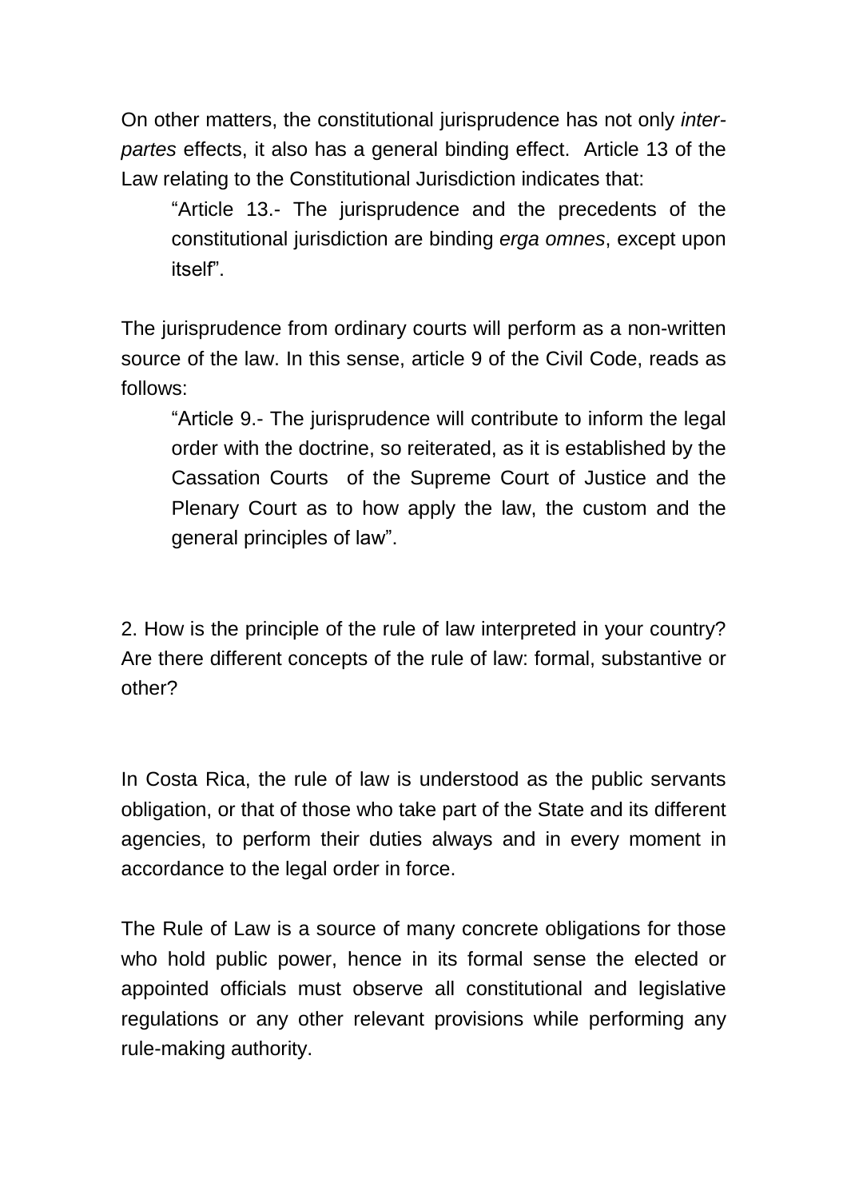On other matters, the constitutional jurisprudence has not only *inter-partes* effects, it also has a general binding effect. Article 13 of the Law relating to the Constitutional Jurisdiction indicates that:

> "Article 13.- The jurisprudence and the precedents of the constitutional jurisdiction are binding *erga omnes*, except upon itself".

The jurisprudence from ordinary courts will perform as a non-written source of the law. In this sense, article 9 of the Civil Code, reads as follows:

> "Article 9.- The jurisprudence will contribute to inform the legal order with the doctrine, so reiterated, as it is established by the Cassation Courts of the Supreme Court of Justice and the Plenary Court as to how apply the law, the custom and the general principles of law".

2. How is the principle of the rule of law interpreted in your country? Are there different concepts of the rule of law: formal, substantive or other?

In Costa Rica, the rule of law is understood as the public servants obligation, or that of those who take part of the State and its different agencies, to perform their duties always and in every moment in accordance to the legal order in force.

The Rule of Law is a source of many concrete obligations for those who hold public power, hence in its formal sense the elected or appointed officials must observe all constitutional and legislative regulations or any other relevant provisions while performing any rule-making authority.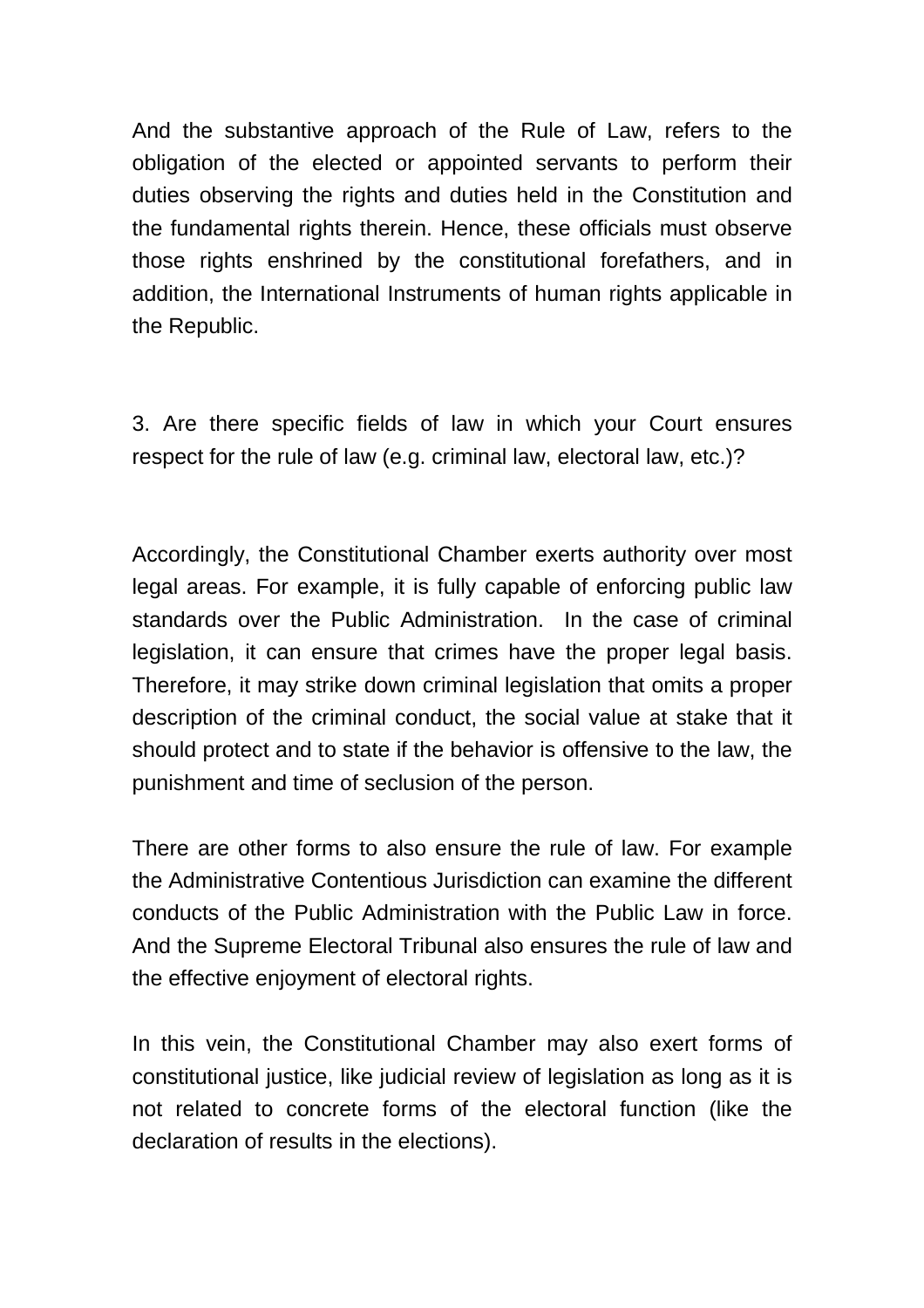And the substantive approach of the Rule of Law, refers to the obligation of the elected or appointed servants to perform their duties observing the rights and duties held in the Constitution and the fundamental rights therein. Hence, these officials must observe those rights enshrined by the constitutional forefathers, and in addition, the International Instruments of human rights applicable in the Republic.

3. Are there specific fields of law in which your Court ensures respect for the rule of law (e.g. criminal law, electoral law, etc.)?

Accordingly, the Constitutional Chamber exerts authority over most legal areas. For example, it is fully capable of enforcing public law standards over the Public Administration. In the case of criminal legislation, it can ensure that crimes have the proper legal basis. Therefore, it may strike down criminal legislation that omits a proper description of the criminal conduct, the social value at stake that it should protect and to state if the behavior is offensive to the law, the punishment and time of seclusion of the person.

There are other forms to also ensure the rule of law. For example the Administrative Contentious Jurisdiction can examine the different conducts of the Public Administration with the Public Law in force. And the Supreme Electoral Tribunal also ensures the rule of law and the effective enjoyment of electoral rights.

In this vein, the Constitutional Chamber may also exert forms of constitutional justice, like judicial review of legislation as long as it is not related to concrete forms of the electoral function (like the declaration of results in the elections).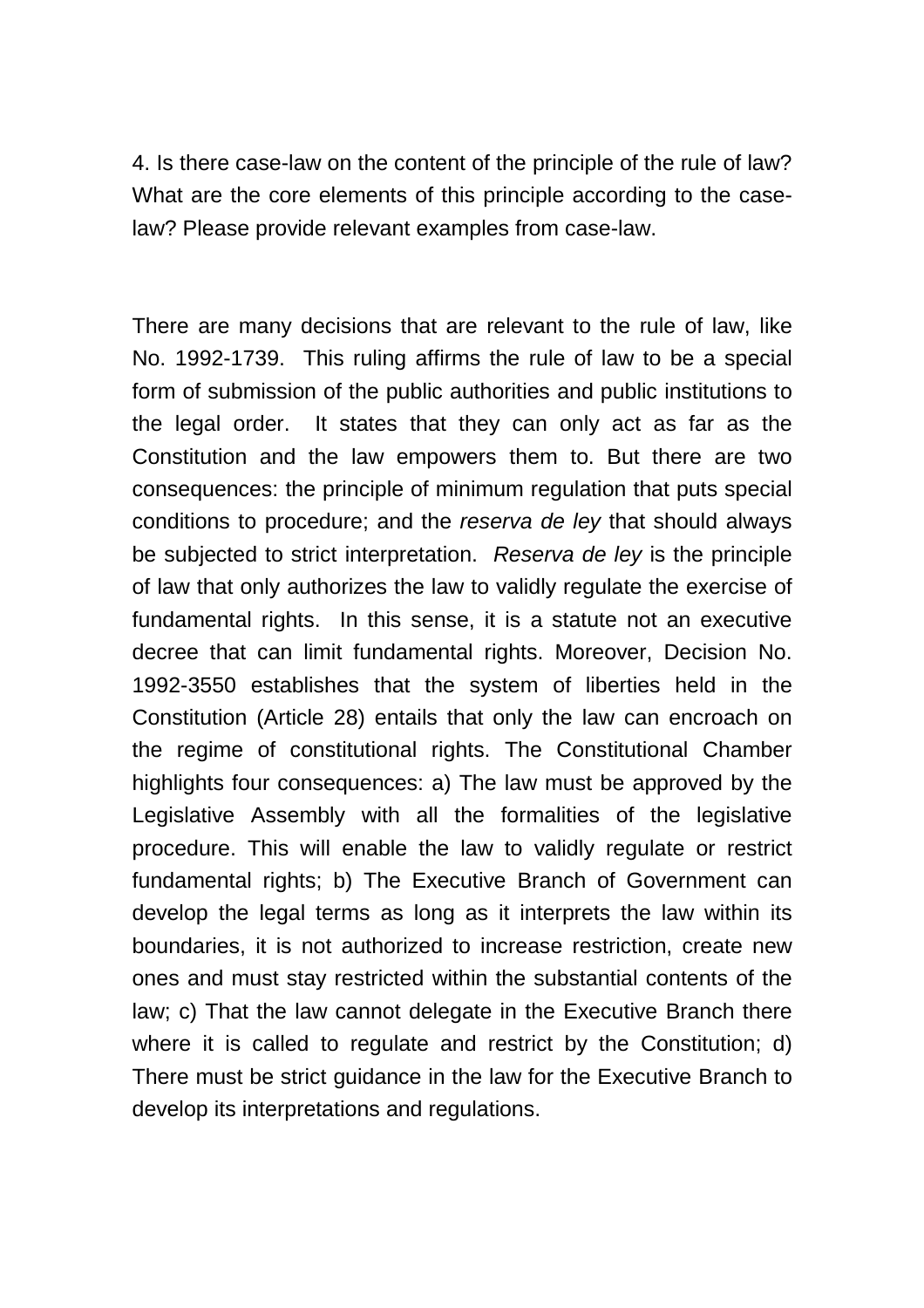4. Is there case-law on the content of the principle of the rule of law? What are the core elements of this principle according to the case-law? Please provide relevant examples from case-law.

There are many decisions that are relevant to the rule of law, like No. 1992-1739. This ruling affirms the rule of law to be a special form of submission of the public authorities and public institutions to the legal order. It states that they can only act as far as the Constitution and the law empowers them to. But there are two consequences: the principle of minimum regulation that puts special conditions to procedure; and the *reserva de ley* that should always be subjected to strict interpretation. *Reserva de ley* is the principle of law that only authorizes the law to validly regulate the exercise of fundamental rights. In this sense, it is a statute not an executive decree that can limit fundamental rights. Moreover, Decision No. 1992-3550 establishes that the system of liberties held in the Constitution (Article 28) entails that only the law can encroach on the regime of constitutional rights. The Constitutional Chamber highlights four consequences: a) The law must be approved by the Legislative Assembly with all the formalities of the legislative procedure. This will enable the law to validly regulate or restrict fundamental rights; b) The Executive Branch of Government can develop the legal terms as long as it interprets the law within its boundaries, it is not authorized to increase restriction, create new ones and must stay restricted within the substantial contents of the law; c) That the law cannot delegate in the Executive Branch there where it is called to regulate and restrict by the Constitution; d) There must be strict guidance in the law for the Executive Branch to develop its interpretations and regulations.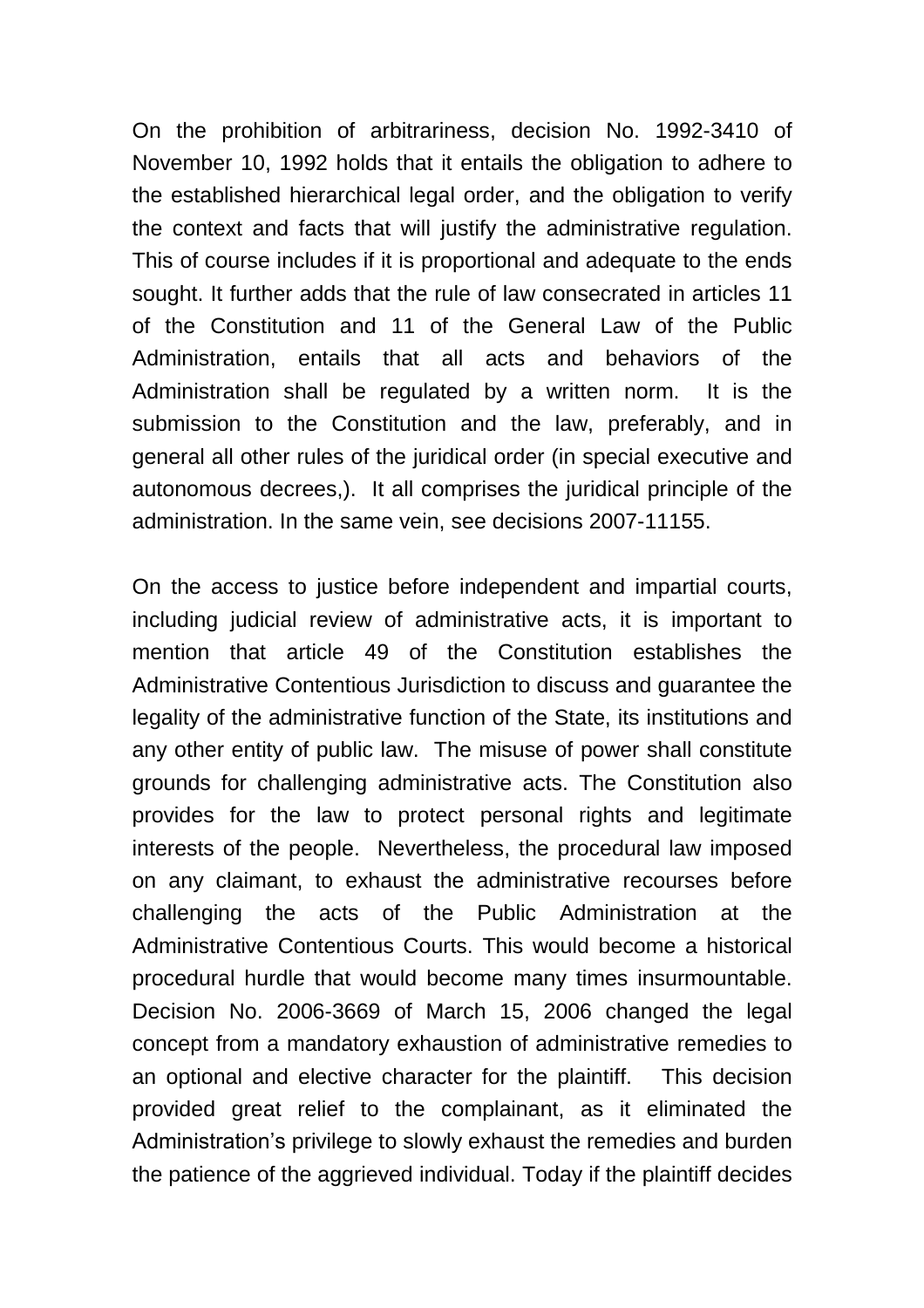On the prohibition of arbitrariness, decision No. 1992-3410 of November 10, 1992 holds that it entails the obligation to adhere to the established hierarchical legal order, and the obligation to verify the context and facts that will justify the administrative regulation. This of course includes if it is proportional and adequate to the ends sought. It further adds that the rule of law consecrated in articles 11 of the Constitution and 11 of the General Law of the Public Administration, entails that all acts and behaviors of the Administration shall be regulated by a written norm. It is the submission to the Constitution and the law, preferably, and in general all other rules of the juridical order (in special executive and autonomous decrees,). It all comprises the juridical principle of the administration. In the same vein, see decisions 2007-11155.

On the access to justice before independent and impartial courts, including judicial review of administrative acts, it is important to mention that article 49 of the Constitution establishes the Administrative Contentious Jurisdiction to discuss and guarantee the legality of the administrative function of the State, its institutions and any other entity of public law. The misuse of power shall constitute grounds for challenging administrative acts. The Constitution also provides for the law to protect personal rights and legitimate interests of the people. Nevertheless, the procedural law imposed on any claimant, to exhaust the administrative recourses before challenging the acts of the Public Administration at the Administrative Contentious Courts. This would become a historical procedural hurdle that would become many times insurmountable. Decision No. 2006-3669 of March 15, 2006 changed the legal concept from a mandatory exhaustion of administrative remedies to an optional and elective character for the plaintiff. This decision provided great relief to the complainant, as it eliminated the Administration's privilege to slowly exhaust the remedies and burden the patience of the aggrieved individual. Today if the plaintiff decides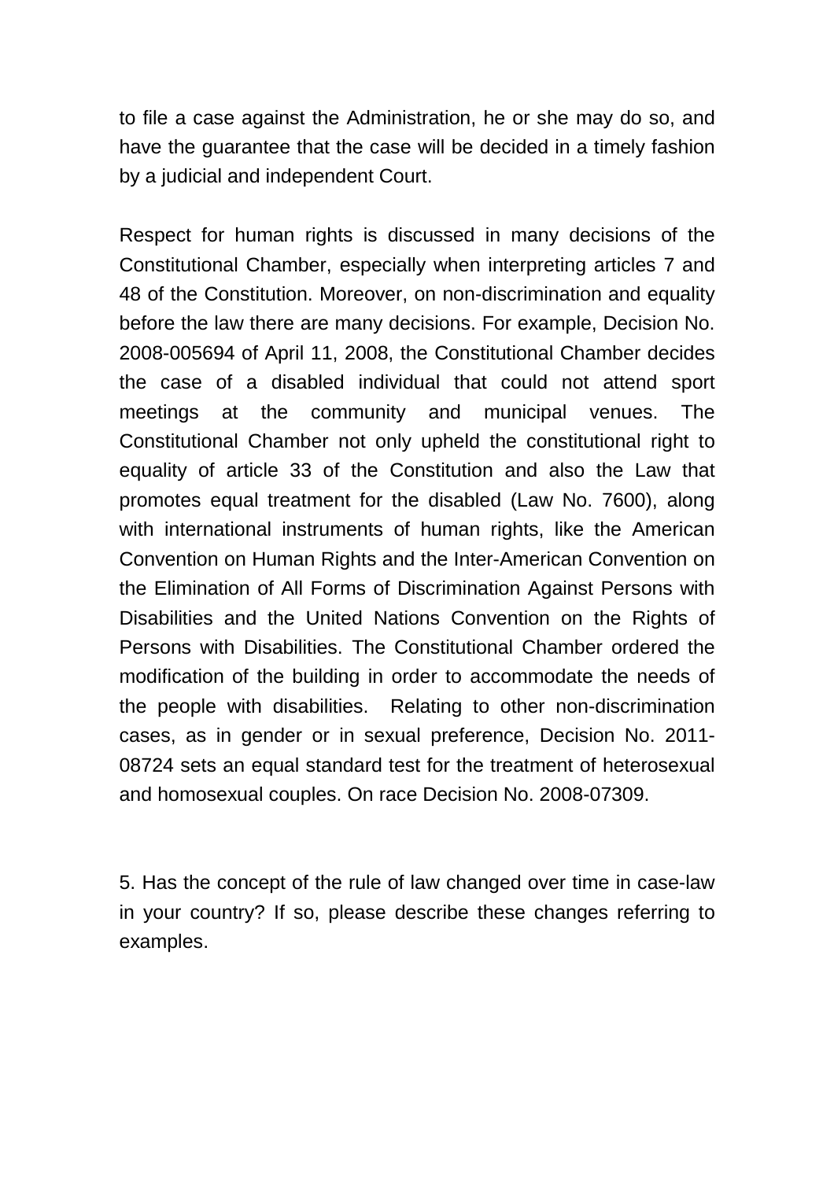to file a case against the Administration, he or she may do so, and have the guarantee that the case will be decided in a timely fashion by a judicial and independent Court.

Respect for human rights is discussed in many decisions of the Constitutional Chamber, especially when interpreting articles 7 and 48 of the Constitution. Moreover, on non-discrimination and equality before the law there are many decisions. For example, Decision No. 2008-005694 of April 11, 2008, the Constitutional Chamber decides the case of a disabled individual that could not attend sport meetings at the community and municipal venues. The Constitutional Chamber not only upheld the constitutional right to equality of article 33 of the Constitution and also the Law that promotes equal treatment for the disabled (Law No. 7600), along with international instruments of human rights, like the American Convention on Human Rights and the Inter-American Convention on the Elimination of All Forms of Discrimination Against Persons with Disabilities and the United Nations Convention on the Rights of Persons with Disabilities. The Constitutional Chamber ordered the modification of the building in order to accommodate the needs of the people with disabilities. Relating to other non-discrimination cases, as in gender or in sexual preference, Decision No. 2011-08724 sets an equal standard test for the treatment of heterosexual and homosexual couples. On race Decision No. 2008-07309.

5. Has the concept of the rule of law changed over time in case-law in your country? If so, please describe these changes referring to examples.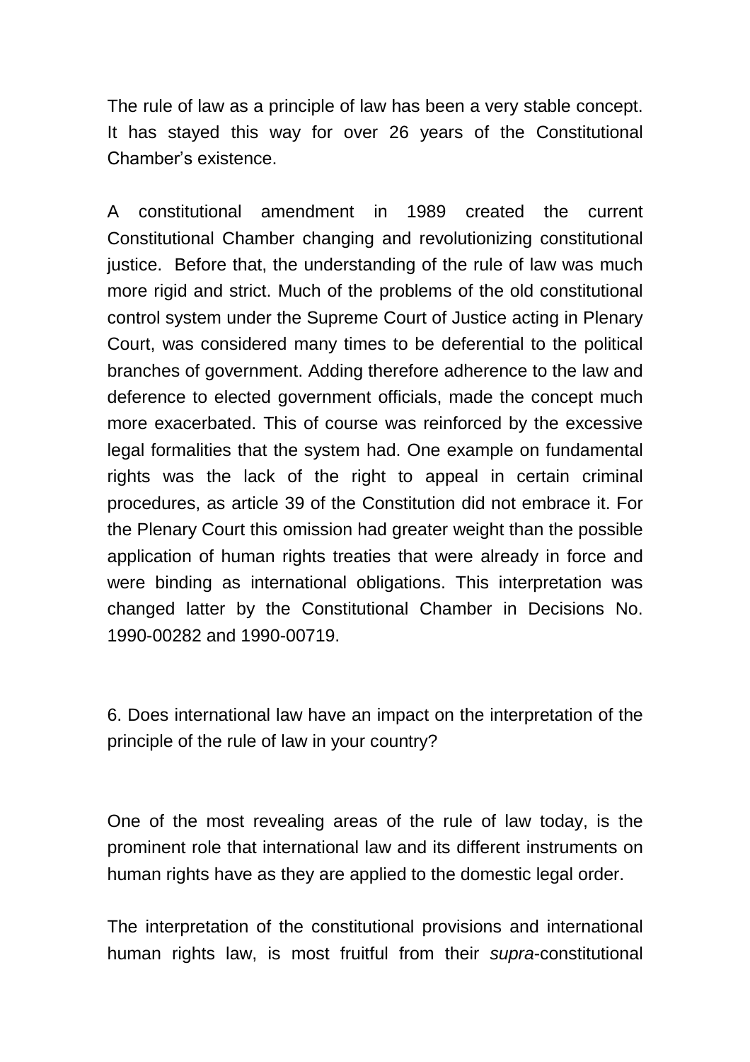The rule of law as a principle of law has been a very stable concept. It has stayed this way for over 26 years of the Constitutional Chamber's existence.

A constitutional amendment in 1989 created the current Constitutional Chamber changing and revolutionizing constitutional justice. Before that, the understanding of the rule of law was much more rigid and strict. Much of the problems of the old constitutional control system under the Supreme Court of Justice acting in Plenary Court, was considered many times to be deferential to the political branches of government. Adding therefore adherence to the law and deference to elected government officials, made the concept much more exacerbated. This of course was reinforced by the excessive legal formalities that the system had. One example on fundamental rights was the lack of the right to appeal in certain criminal procedures, as article 39 of the Constitution did not embrace it. For the Plenary Court this omission had greater weight than the possible application of human rights treaties that were already in force and were binding as international obligations. This interpretation was changed latter by the Constitutional Chamber in Decisions No. 1990-00282 and 1990-00719.

6. Does international law have an impact on the interpretation of the principle of the rule of law in your country?

One of the most revealing areas of the rule of law today, is the prominent role that international law and its different instruments on human rights have as they are applied to the domestic legal order.

The interpretation of the constitutional provisions and international human rights law, is most fruitful from their *supra*-constitutional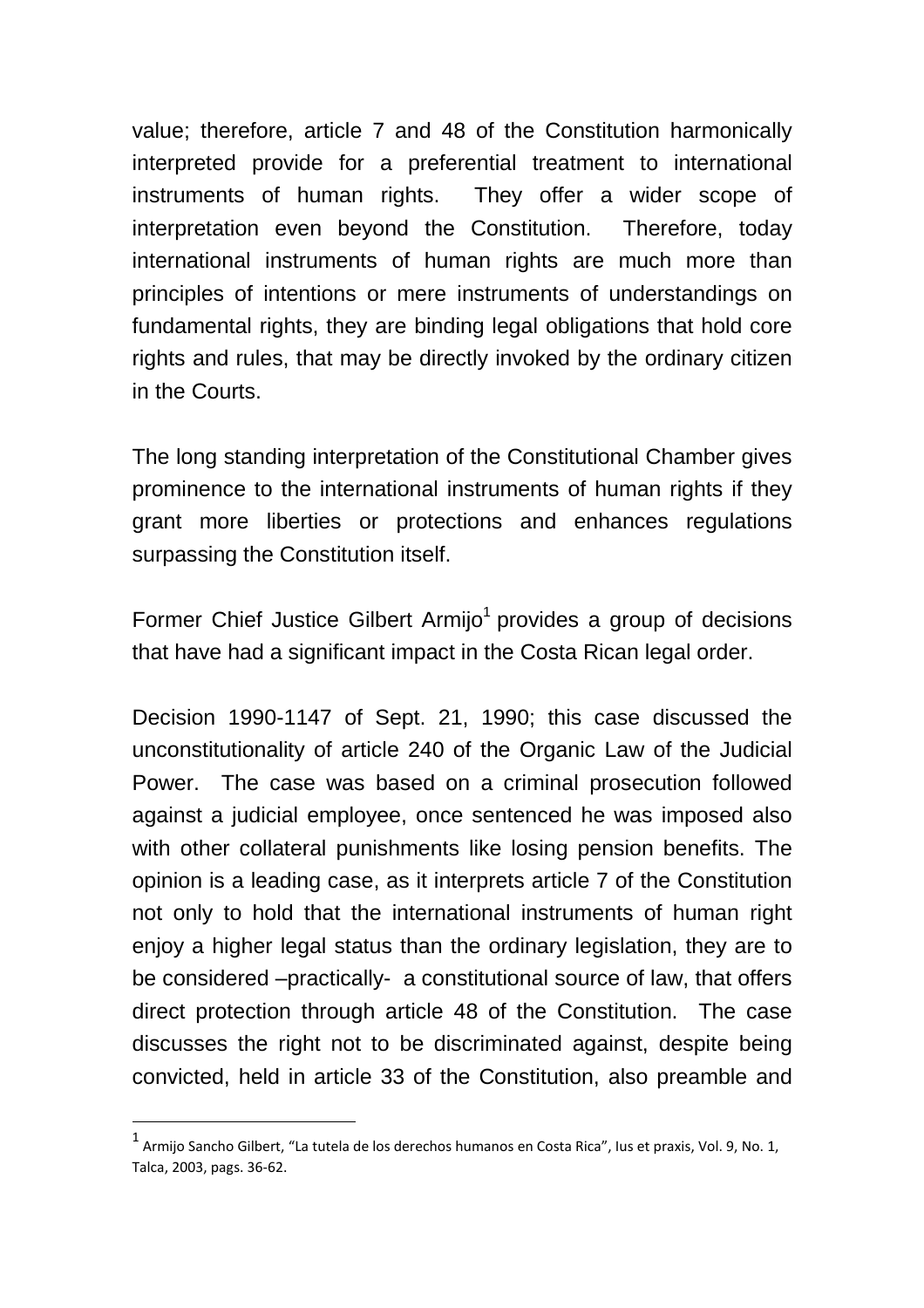value; therefore, article 7 and 48 of the Constitution harmonically interpreted provide for a preferential treatment to international instruments of human rights. They offer a wider scope of interpretation even beyond the Constitution. Therefore, today international instruments of human rights are much more than principles of intentions or mere instruments of understandings on fundamental rights, they are binding legal obligations that hold core rights and rules, that may be directly invoked by the ordinary citizen in the Courts.

The long standing interpretation of the Constitutional Chamber gives prominence to the international instruments of human rights if they grant more liberties or protections and enhances regulations surpassing the Constitution itself.

Former Chief Justice Gilbert Armijo[1] provides a group of decisions that have had a significant impact in the Costa Rican legal order.

Decision 1990-1147 of Sept. 21, 1990; this case discussed the unconstitutionality of article 240 of the Organic Law of the Judicial Power. The case was based on a criminal prosecution followed against a judicial employee, once sentenced he was imposed also with other collateral punishments like losing pension benefits. The opinion is a leading case, as it interprets article 7 of the Constitution not only to hold that the international instruments of human right enjoy a higher legal status than the ordinary legislation, they are to be considered –practically- a constitutional source of law, that offers direct protection through article 48 of the Constitution. The case discusses the right not to be discriminated against, despite being convicted, held in article 33 of the Constitution, also preamble and

[1] Armijo Sancho Gilbert, "La tutela de los derechos humanos en Costa Rica", Ius et praxis, Vol. 9, No. 1, Talca, 2003, pags. 36-62.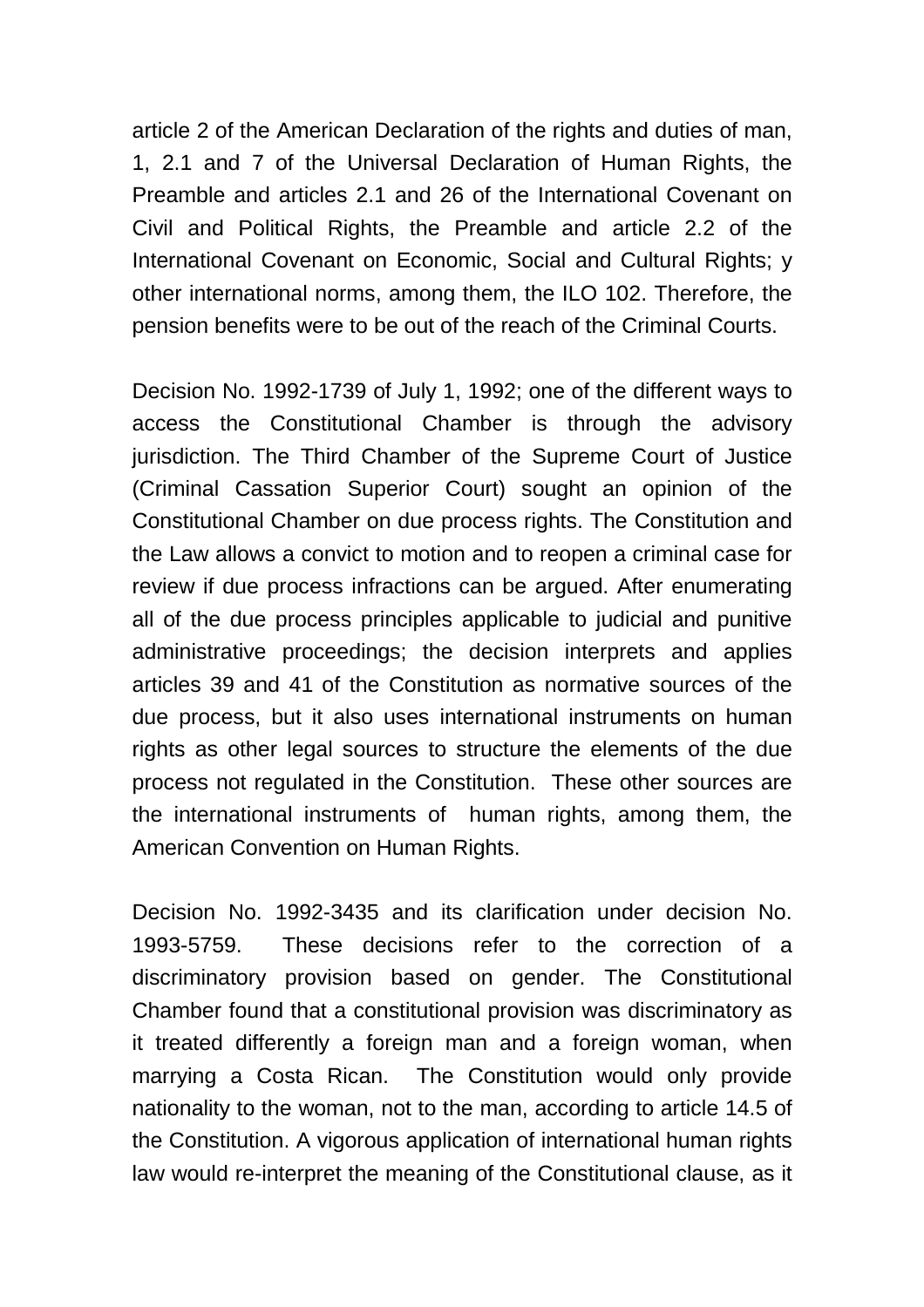article 2 of the American Declaration of the rights and duties of man, 1, 2.1 and 7 of the Universal Declaration of Human Rights, the Preamble and articles 2.1 and 26 of the International Covenant on Civil and Political Rights, the Preamble and article 2.2 of the International Covenant on Economic, Social and Cultural Rights; y other international norms, among them, the ILO 102. Therefore, the pension benefits were to be out of the reach of the Criminal Courts.

Decision No. 1992-1739 of July 1, 1992; one of the different ways to access the Constitutional Chamber is through the advisory jurisdiction. The Third Chamber of the Supreme Court of Justice (Criminal Cassation Superior Court) sought an opinion of the Constitutional Chamber on due process rights. The Constitution and the Law allows a convict to motion and to reopen a criminal case for review if due process infractions can be argued. After enumerating all of the due process principles applicable to judicial and punitive administrative proceedings; the decision interprets and applies articles 39 and 41 of the Constitution as normative sources of the due process, but it also uses international instruments on human rights as other legal sources to structure the elements of the due process not regulated in the Constitution. These other sources are the international instruments of human rights, among them, the American Convention on Human Rights.

Decision No. 1992-3435 and its clarification under decision No. 1993-5759. These decisions refer to the correction of a discriminatory provision based on gender. The Constitutional Chamber found that a constitutional provision was discriminatory as it treated differently a foreign man and a foreign woman, when marrying a Costa Rican. The Constitution would only provide nationality to the woman, not to the man, according to article 14.5 of the Constitution. A vigorous application of international human rights law would re-interpret the meaning of the Constitutional clause, as it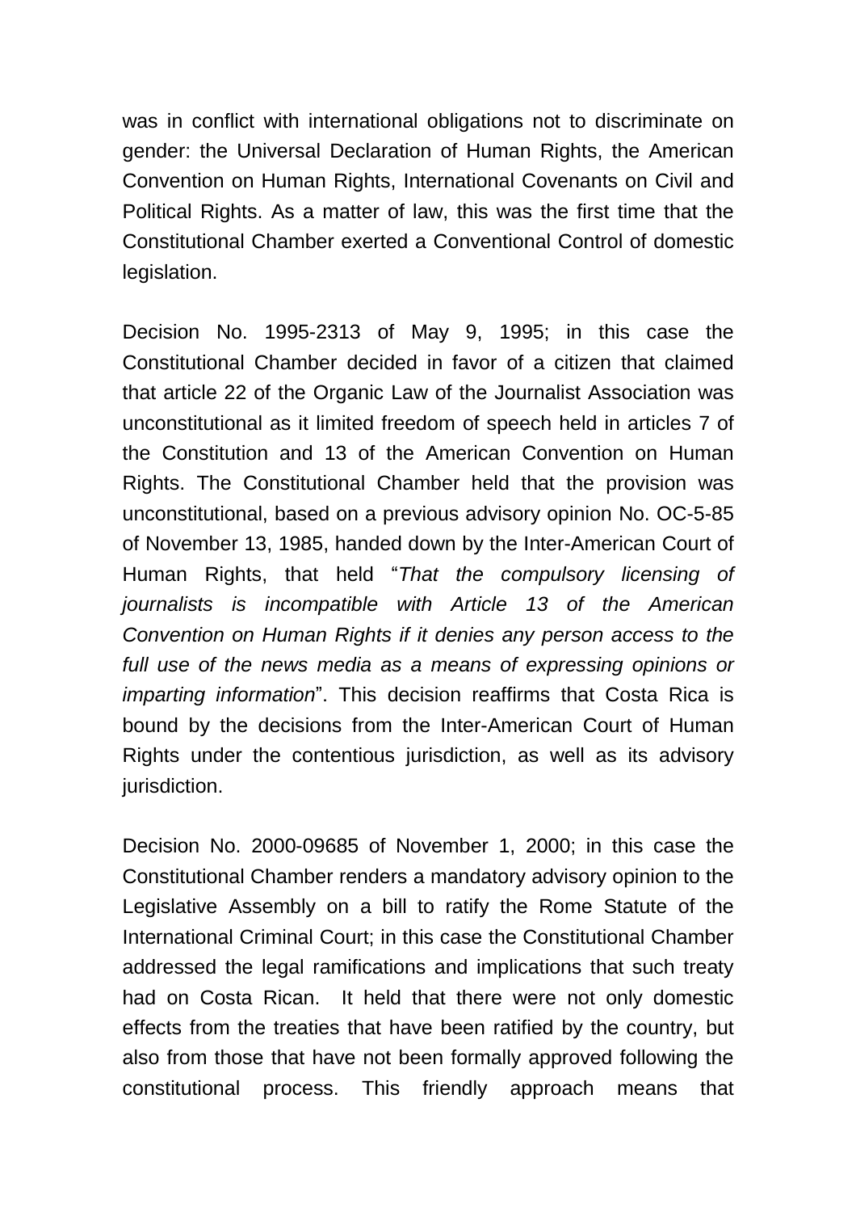was in conflict with international obligations not to discriminate on gender: the Universal Declaration of Human Rights, the American Convention on Human Rights, International Covenants on Civil and Political Rights. As a matter of law, this was the first time that the Constitutional Chamber exerted a Conventional Control of domestic legislation.

Decision No. 1995-2313 of May 9, 1995; in this case the Constitutional Chamber decided in favor of a citizen that claimed that article 22 of the Organic Law of the Journalist Association was unconstitutional as it limited freedom of speech held in articles 7 of the Constitution and 13 of the American Convention on Human Rights. The Constitutional Chamber held that the provision was unconstitutional, based on a previous advisory opinion No. OC-5-85 of November 13, 1985, handed down by the Inter-American Court of Human Rights, that held "*That the compulsory licensing of journalists is incompatible with Article 13 of the American Convention on Human Rights if it denies any person access to the full use of the news media as a means of expressing opinions or imparting information*". This decision reaffirms that Costa Rica is bound by the decisions from the Inter-American Court of Human Rights under the contentious jurisdiction, as well as its advisory jurisdiction.

Decision No. 2000-09685 of November 1, 2000; in this case the Constitutional Chamber renders a mandatory advisory opinion to the Legislative Assembly on a bill to ratify the Rome Statute of the International Criminal Court; in this case the Constitutional Chamber addressed the legal ramifications and implications that such treaty had on Costa Rican. It held that there were not only domestic effects from the treaties that have been ratified by the country, but also from those that have not been formally approved following the constitutional process. This friendly approach means that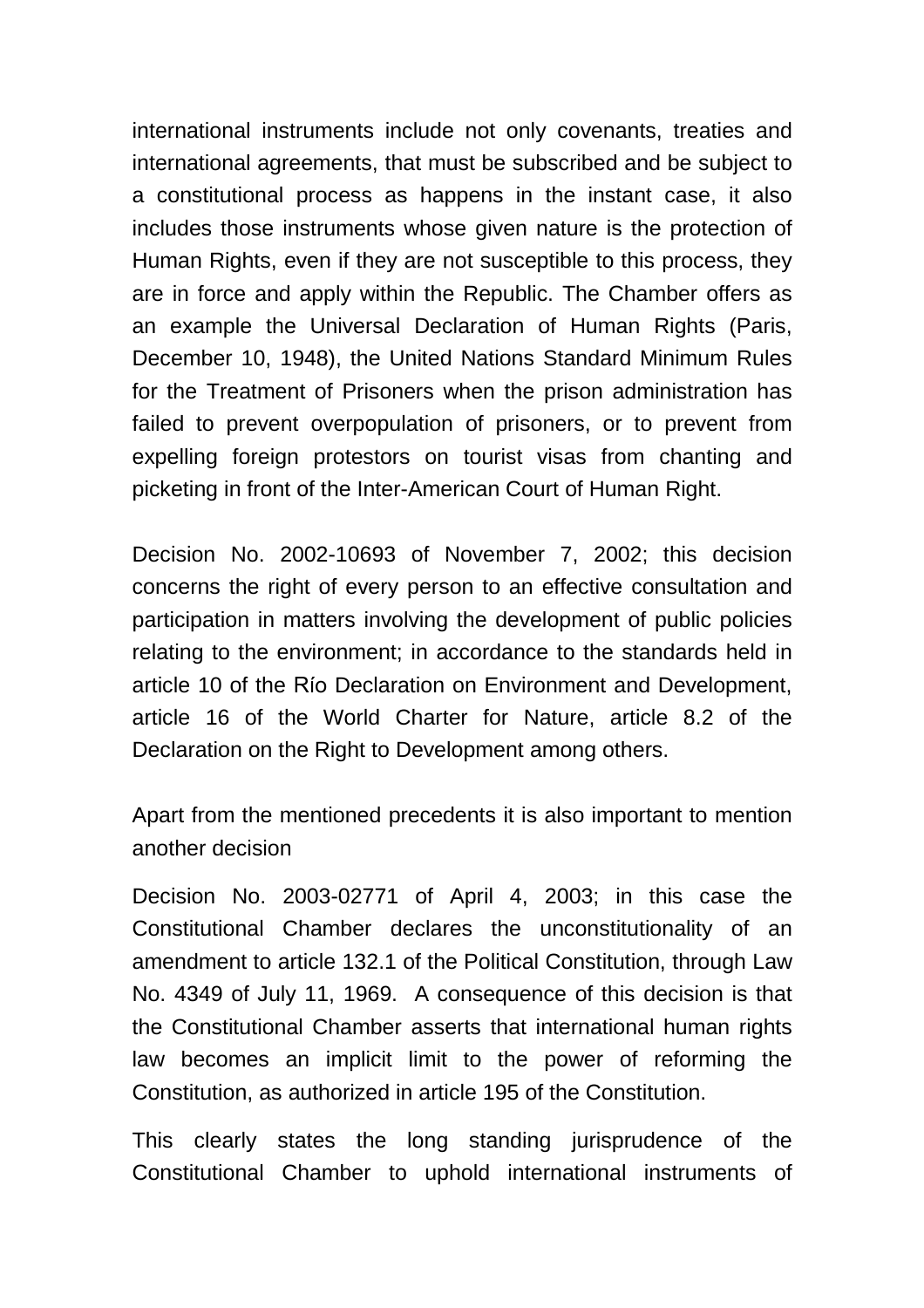international instruments include not only covenants, treaties and international agreements, that must be subscribed and be subject to a constitutional process as happens in the instant case, it also includes those instruments whose given nature is the protection of Human Rights, even if they are not susceptible to this process, they are in force and apply within the Republic. The Chamber offers as an example the Universal Declaration of Human Rights (Paris, December 10, 1948), the United Nations Standard Minimum Rules for the Treatment of Prisoners when the prison administration has failed to prevent overpopulation of prisoners, or to prevent from expelling foreign protestors on tourist visas from chanting and picketing in front of the Inter-American Court of Human Right.

Decision No. 2002-10693 of November 7, 2002; this decision concerns the right of every person to an effective consultation and participation in matters involving the development of public policies relating to the environment; in accordance to the standards held in article 10 of the Río Declaration on Environment and Development, article 16 of the World Charter for Nature, article 8.2 of the Declaration on the Right to Development among others.

Apart from the mentioned precedents it is also important to mention another decision

Decision No. 2003-02771 of April 4, 2003; in this case the Constitutional Chamber declares the unconstitutionality of an amendment to article 132.1 of the Political Constitution, through Law No. 4349 of July 11, 1969. A consequence of this decision is that the Constitutional Chamber asserts that international human rights law becomes an implicit limit to the power of reforming the Constitution, as authorized in article 195 of the Constitution.

This clearly states the long standing jurisprudence of the Constitutional Chamber to uphold international instruments of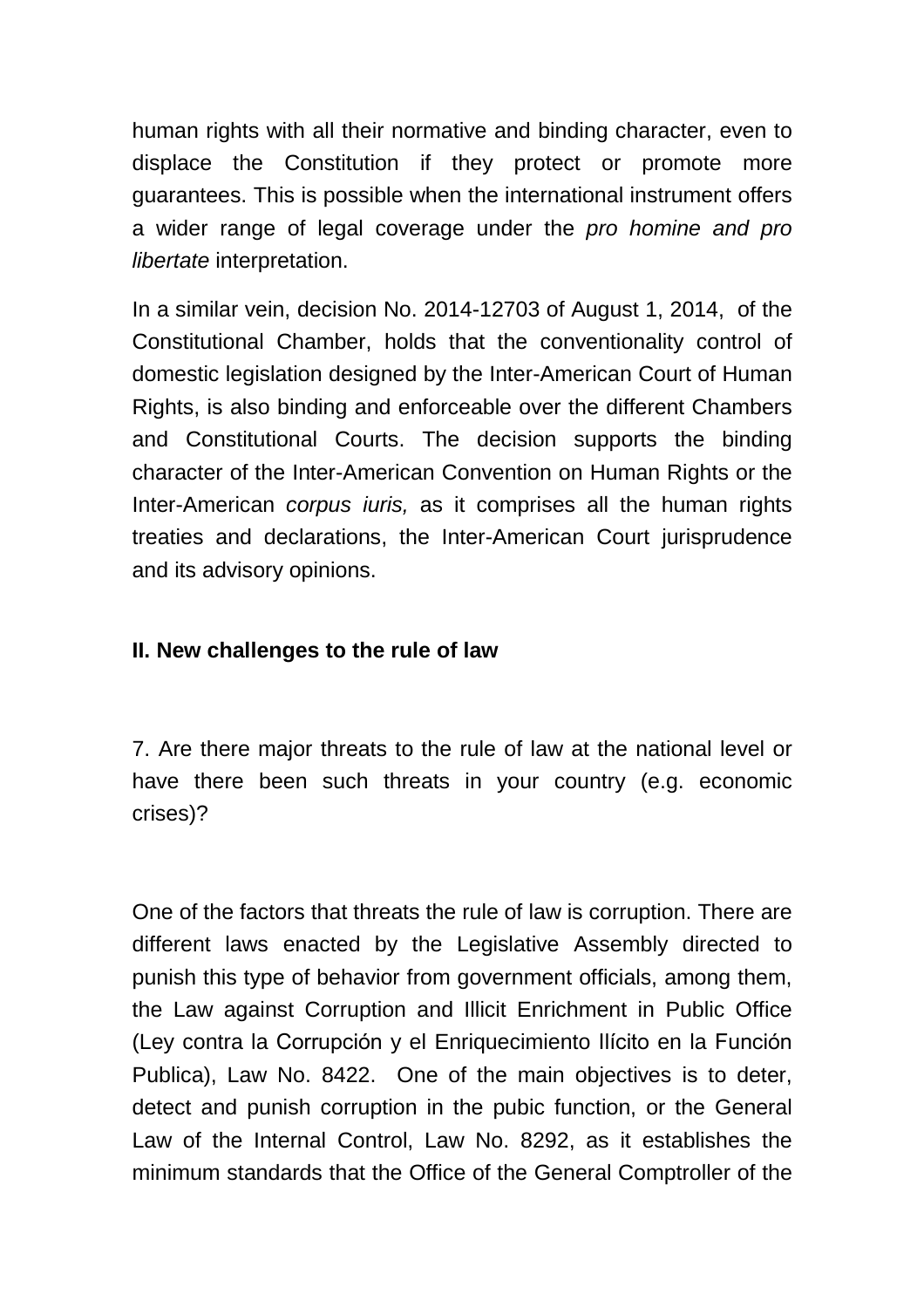human rights with all their normative and binding character, even to displace the Constitution if they protect or promote more guarantees. This is possible when the international instrument offers a wider range of legal coverage under the *pro homine and pro libertate* interpretation.

In a similar vein, decision No. 2014-12703 of August 1, 2014, of the Constitutional Chamber, holds that the conventionality control of domestic legislation designed by the Inter-American Court of Human Rights, is also binding and enforceable over the different Chambers and Constitutional Courts. The decision supports the binding character of the Inter-American Convention on Human Rights or the Inter-American *corpus iuris,* as it comprises all the human rights treaties and declarations, the Inter-American Court jurisprudence and its advisory opinions.

## II. New challenges to the rule of law

7. Are there major threats to the rule of law at the national level or have there been such threats in your country (e.g. economic crises)?

One of the factors that threats the rule of law is corruption. There are different laws enacted by the Legislative Assembly directed to punish this type of behavior from government officials, among them, the Law against Corruption and Illicit Enrichment in Public Office (Ley contra la Corrupción y el Enriquecimiento Ilícito en la Función Publica), Law No. 8422. One of the main objectives is to deter, detect and punish corruption in the pubic function, or the General Law of the Internal Control, Law No. 8292, as it establishes the minimum standards that the Office of the General Comptroller of the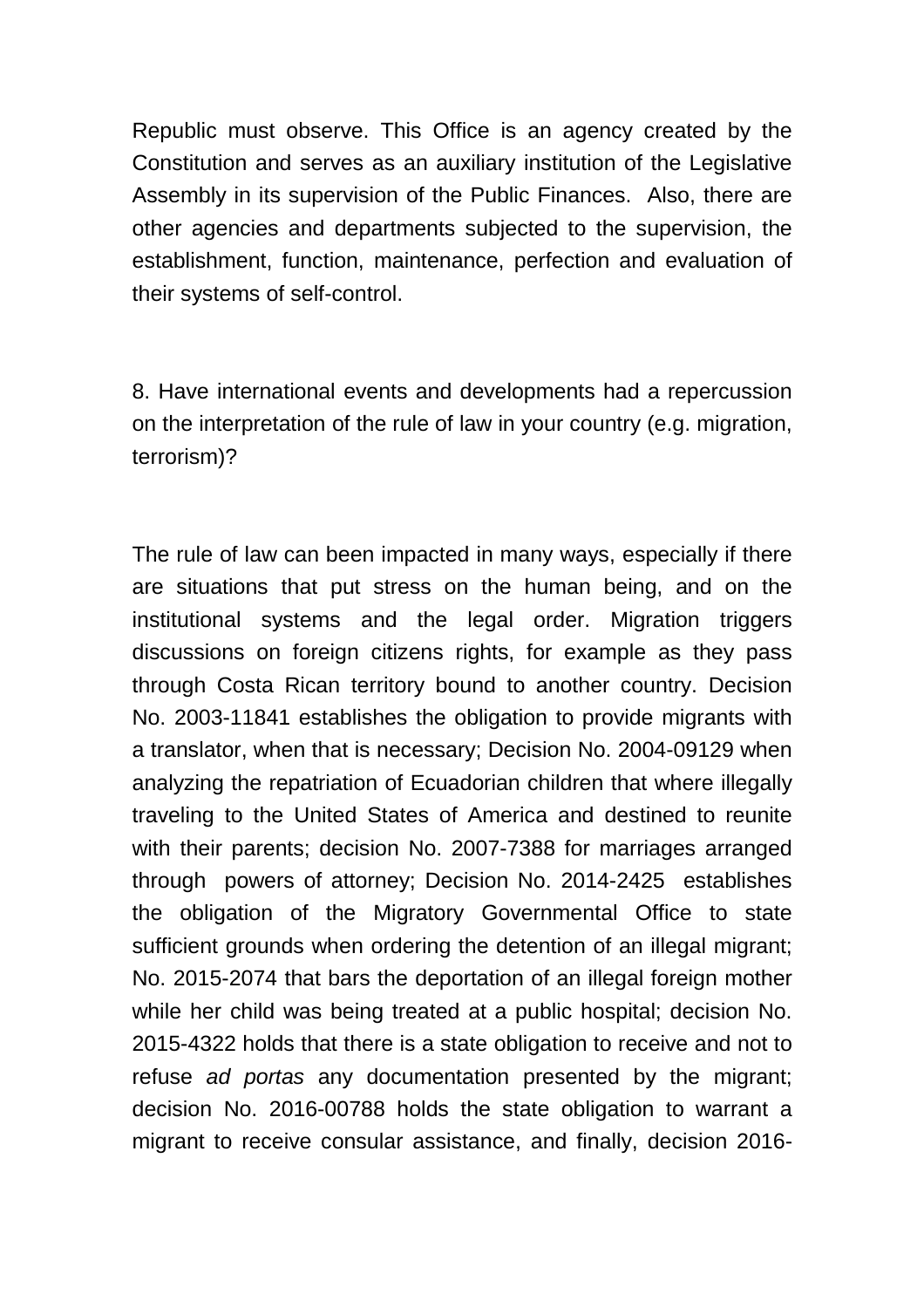Republic must observe. This Office is an agency created by the Constitution and serves as an auxiliary institution of the Legislative Assembly in its supervision of the Public Finances. Also, there are other agencies and departments subjected to the supervision, the establishment, function, maintenance, perfection and evaluation of their systems of self-control.

8. Have international events and developments had a repercussion on the interpretation of the rule of law in your country (e.g. migration, terrorism)?

The rule of law can been impacted in many ways, especially if there are situations that put stress on the human being, and on the institutional systems and the legal order. Migration triggers discussions on foreign citizens rights, for example as they pass through Costa Rican territory bound to another country. Decision No. 2003-11841 establishes the obligation to provide migrants with a translator, when that is necessary; Decision No. 2004-09129 when analyzing the repatriation of Ecuadorian children that where illegally traveling to the United States of America and destined to reunite with their parents; decision No. 2007-7388 for marriages arranged through powers of attorney; Decision No. 2014-2425 establishes the obligation of the Migratory Governmental Office to state sufficient grounds when ordering the detention of an illegal migrant; No. 2015-2074 that bars the deportation of an illegal foreign mother while her child was being treated at a public hospital; decision No. 2015-4322 holds that there is a state obligation to receive and not to refuse *ad portas* any documentation presented by the migrant; decision No. 2016-00788 holds the state obligation to warrant a migrant to receive consular assistance, and finally, decision 2016-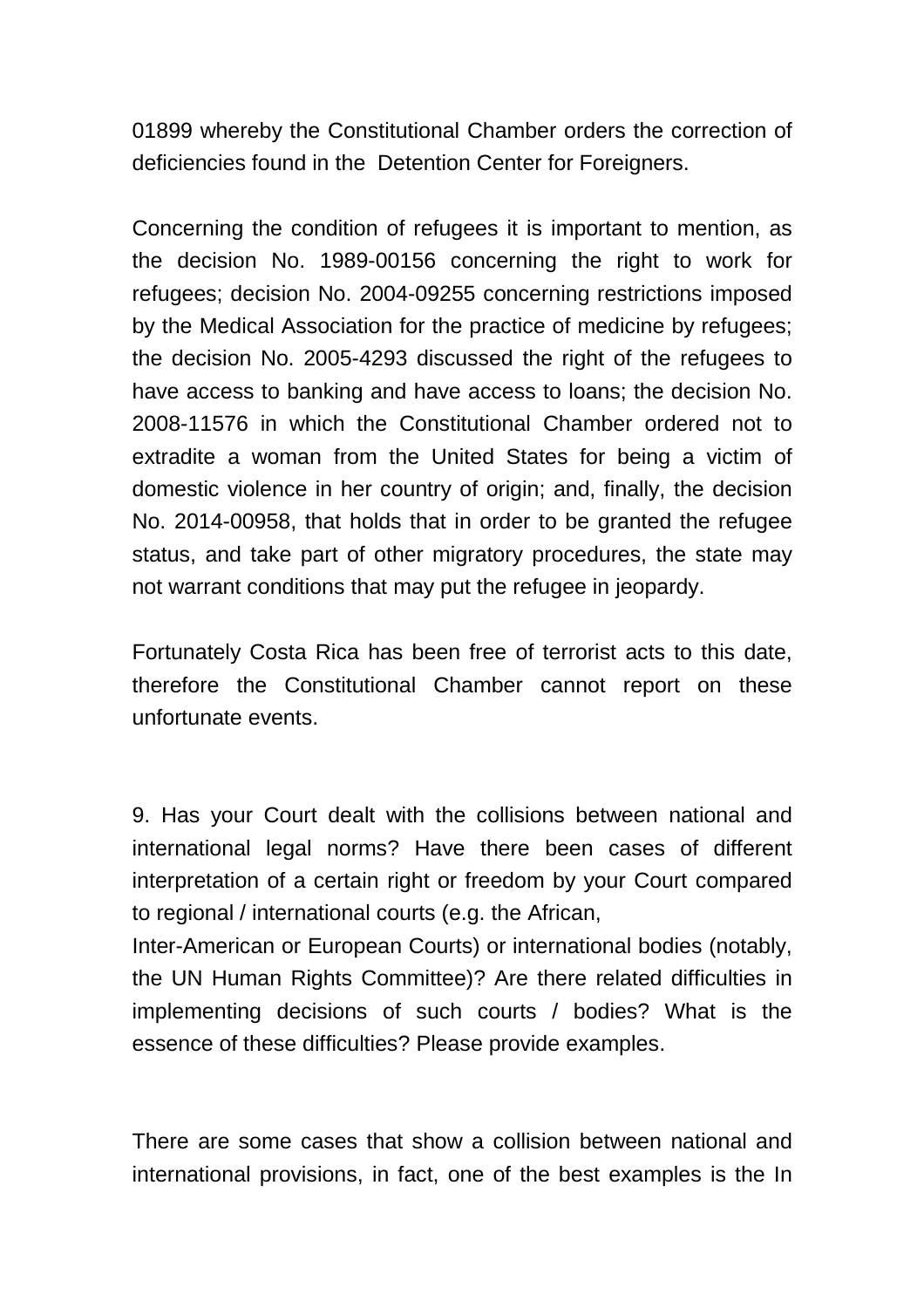01899 whereby the Constitutional Chamber orders the correction of deficiencies found in the Detention Center for Foreigners.

Concerning the condition of refugees it is important to mention, as the decision No. 1989-00156 concerning the right to work for refugees; decision No. 2004-09255 concerning restrictions imposed by the Medical Association for the practice of medicine by refugees; the decision No. 2005-4293 discussed the right of the refugees to have access to banking and have access to loans; the decision No. 2008-11576 in which the Constitutional Chamber ordered not to extradite a woman from the United States for being a victim of domestic violence in her country of origin; and, finally, the decision No. 2014-00958, that holds that in order to be granted the refugee status, and take part of other migratory procedures, the state may not warrant conditions that may put the refugee in jeopardy.

Fortunately Costa Rica has been free of terrorist acts to this date, therefore the Constitutional Chamber cannot report on these unfortunate events.

9. Has your Court dealt with the collisions between national and international legal norms? Have there been cases of different interpretation of a certain right or freedom by your Court compared to regional / international courts (e.g. the African, Inter-American or European Courts) or international bodies (notably, the UN Human Rights Committee)? Are there related difficulties in implementing decisions of such courts / bodies? What is the essence of these difficulties? Please provide examples.

There are some cases that show a collision between national and international provisions, in fact, one of the best examples is the In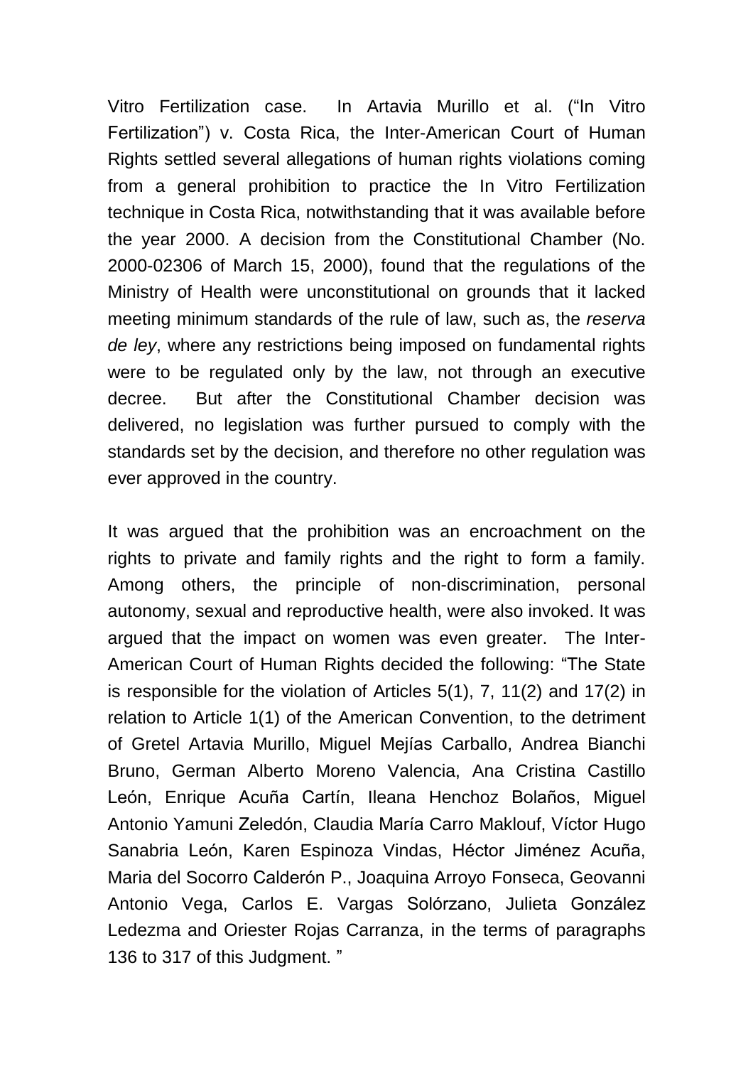Vitro Fertilization case. In Artavia Murillo et al. ("In Vitro Fertilization") v. Costa Rica, the Inter-American Court of Human Rights settled several allegations of human rights violations coming from a general prohibition to practice the In Vitro Fertilization technique in Costa Rica, notwithstanding that it was available before the year 2000. A decision from the Constitutional Chamber (No. 2000-02306 of March 15, 2000), found that the regulations of the Ministry of Health were unconstitutional on grounds that it lacked meeting minimum standards of the rule of law, such as, the *reserva de ley*, where any restrictions being imposed on fundamental rights were to be regulated only by the law, not through an executive decree. But after the Constitutional Chamber decision was delivered, no legislation was further pursued to comply with the standards set by the decision, and therefore no other regulation was ever approved in the country.

It was argued that the prohibition was an encroachment on the rights to private and family rights and the right to form a family. Among others, the principle of non-discrimination, personal autonomy, sexual and reproductive health, were also invoked. It was argued that the impact on women was even greater. The Inter-American Court of Human Rights decided the following: "The State is responsible for the violation of Articles 5(1), 7, 11(2) and 17(2) in relation to Article 1(1) of the American Convention, to the detriment of Gretel Artavia Murillo, Miguel Mejías Carballo, Andrea Bianchi Bruno, German Alberto Moreno Valencia, Ana Cristina Castillo León, Enrique Acuña Cartín, Ileana Henchoz Bolaños, Miguel Antonio Yamuni Zeledón, Claudia María Carro Maklouf, Víctor Hugo Sanabria León, Karen Espinoza Vindas, Héctor Jiménez Acuña, Maria del Socorro Calderón P., Joaquina Arroyo Fonseca, Geovanni Antonio Vega, Carlos E. Vargas Solórzano, Julieta González Ledezma and Oriester Rojas Carranza, in the terms of paragraphs 136 to 317 of this Judgment. "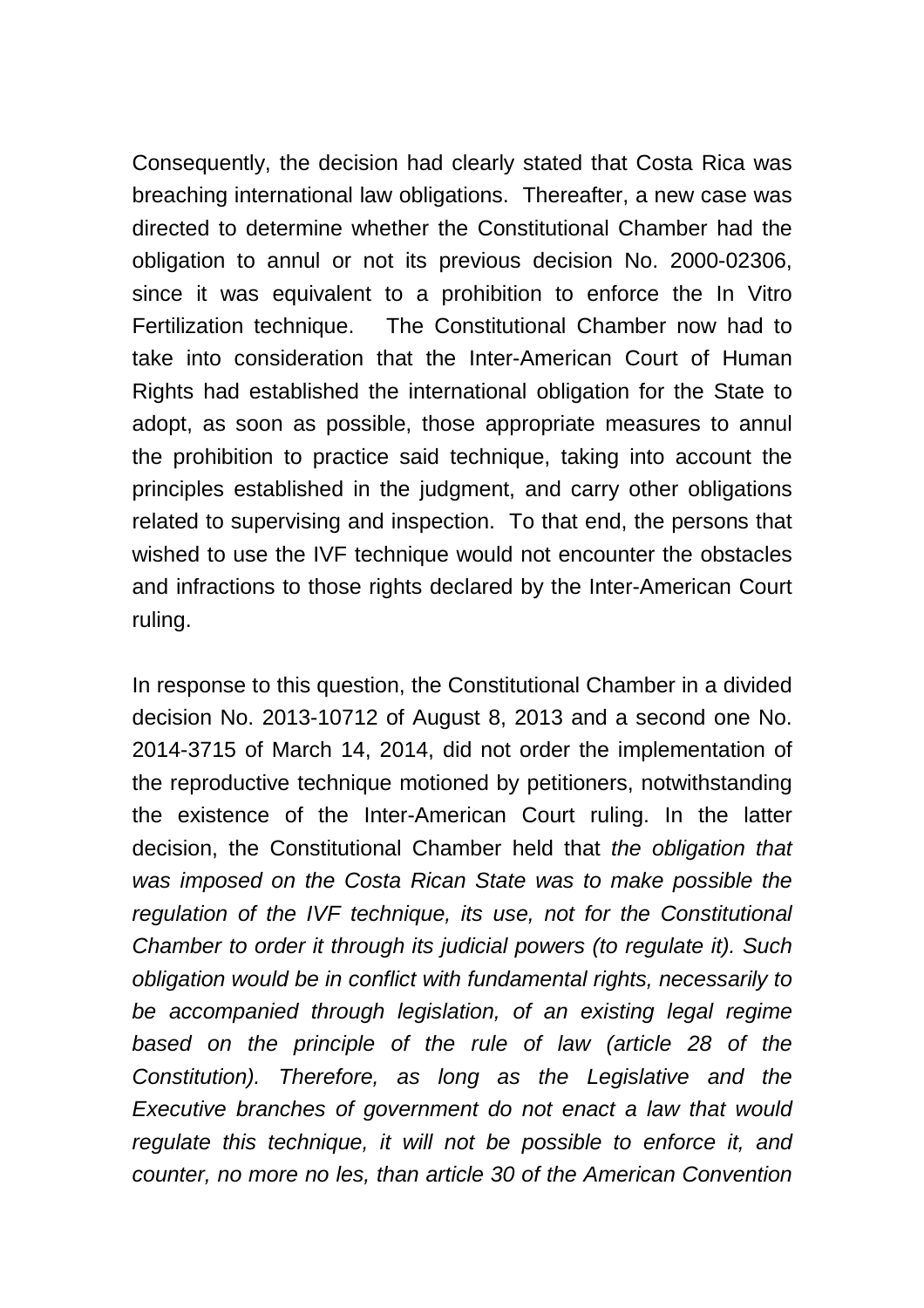Consequently, the decision had clearly stated that Costa Rica was breaching international law obligations. Thereafter, a new case was directed to determine whether the Constitutional Chamber had the obligation to annul or not its previous decision No. 2000-02306, since it was equivalent to a prohibition to enforce the In Vitro Fertilization technique. The Constitutional Chamber now had to take into consideration that the Inter-American Court of Human Rights had established the international obligation for the State to adopt, as soon as possible, those appropriate measures to annul the prohibition to practice said technique, taking into account the principles established in the judgment, and carry other obligations related to supervising and inspection. To that end, the persons that wished to use the IVF technique would not encounter the obstacles and infractions to those rights declared by the Inter-American Court ruling.

In response to this question, the Constitutional Chamber in a divided decision No. 2013-10712 of August 8, 2013 and a second one No. 2014-3715 of March 14, 2014, did not order the implementation of the reproductive technique motioned by petitioners, notwithstanding the existence of the Inter-American Court ruling. In the latter decision, the Constitutional Chamber held that *the obligation that was imposed on the Costa Rican State was to make possible the regulation of the IVF technique, its use, not for the Constitutional Chamber to order it through its judicial powers (to regulate it). Such obligation would be in conflict with fundamental rights, necessarily to be accompanied through legislation, of an existing legal regime based on the principle of the rule of law (article 28 of the Constitution). Therefore, as long as the Legislative and the Executive branches of government do not enact a law that would regulate this technique, it will not be possible to enforce it, and counter, no more no les, than article 30 of the American Convention*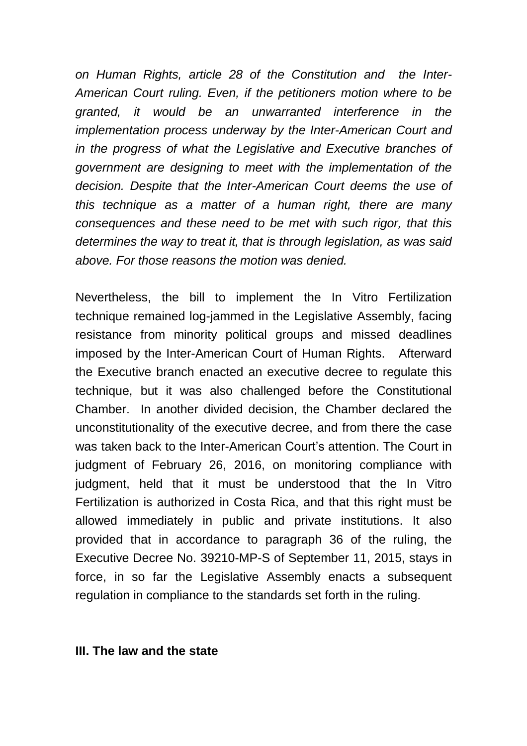*on Human Rights, article 28 of the Constitution and the Inter-American Court ruling. Even, if the petitioners motion where to be granted, it would be an unwarranted interference in the implementation process underway by the Inter-American Court and in the progress of what the Legislative and Executive branches of government are designing to meet with the implementation of the decision. Despite that the Inter-American Court deems the use of this technique as a matter of a human right, there are many consequences and these need to be met with such rigor, that this determines the way to treat it, that is through legislation, as was said above. For those reasons the motion was denied.*

Nevertheless, the bill to implement the In Vitro Fertilization technique remained log-jammed in the Legislative Assembly, facing resistance from minority political groups and missed deadlines imposed by the Inter-American Court of Human Rights. Afterward the Executive branch enacted an executive decree to regulate this technique, but it was also challenged before the Constitutional Chamber. In another divided decision, the Chamber declared the unconstitutionality of the executive decree, and from there the case was taken back to the Inter-American Court's attention. The Court in judgment of February 26, 2016, on monitoring compliance with judgment, held that it must be understood that the In Vitro Fertilization is authorized in Costa Rica, and that this right must be allowed immediately in public and private institutions. It also provided that in accordance to paragraph 36 of the ruling, the Executive Decree No. 39210-MP-S of September 11, 2015, stays in force, in so far the Legislative Assembly enacts a subsequent regulation in compliance to the standards set forth in the ruling.

**III. The law and the state**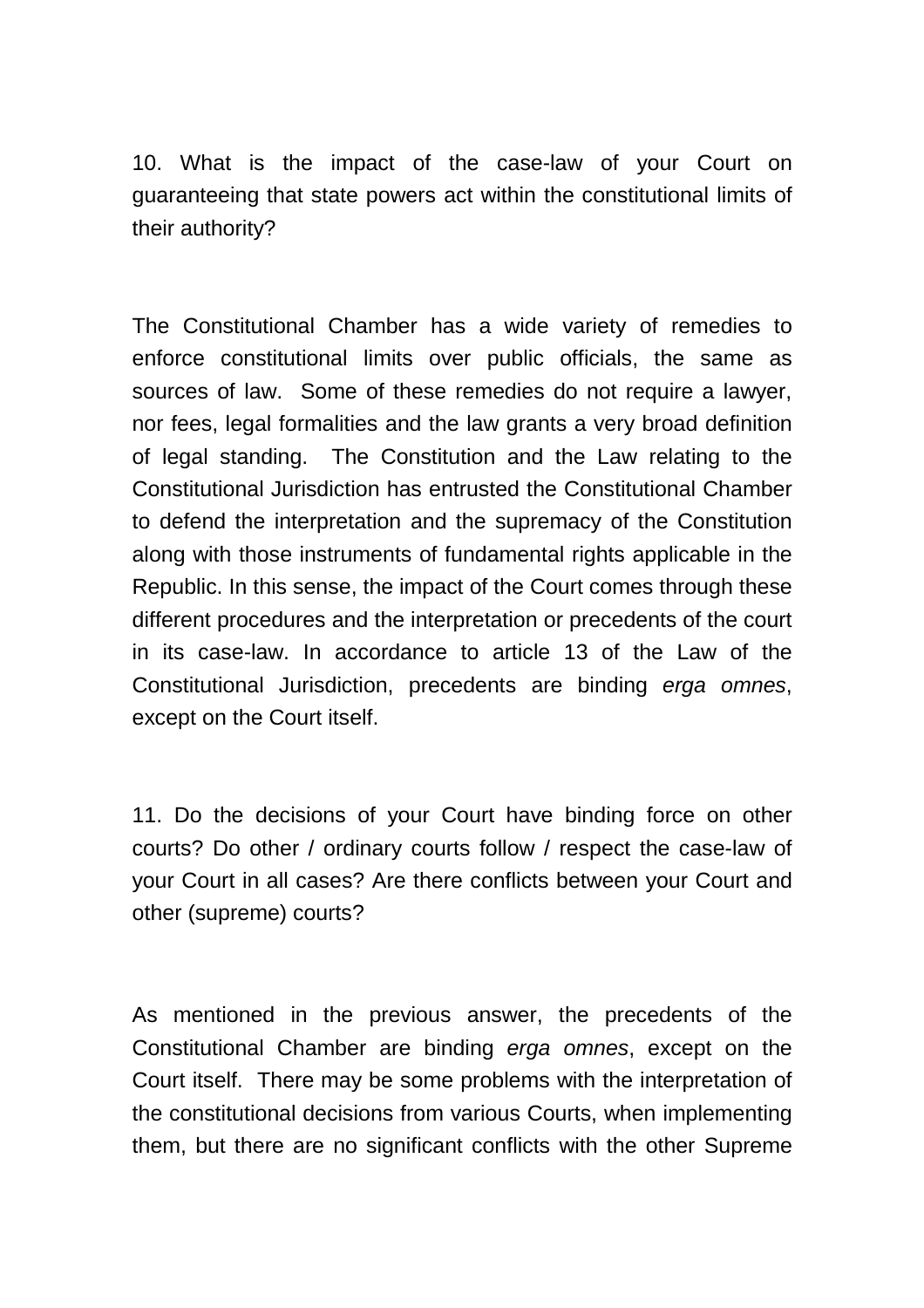10. What is the impact of the case-law of your Court on guaranteeing that state powers act within the constitutional limits of their authority?

The Constitutional Chamber has a wide variety of remedies to enforce constitutional limits over public officials, the same as sources of law. Some of these remedies do not require a lawyer, nor fees, legal formalities and the law grants a very broad definition of legal standing. The Constitution and the Law relating to the Constitutional Jurisdiction has entrusted the Constitutional Chamber to defend the interpretation and the supremacy of the Constitution along with those instruments of fundamental rights applicable in the Republic. In this sense, the impact of the Court comes through these different procedures and the interpretation or precedents of the court in its case-law. In accordance to article 13 of the Law of the Constitutional Jurisdiction, precedents are binding *erga omnes*, except on the Court itself.

11. Do the decisions of your Court have binding force on other courts? Do other / ordinary courts follow / respect the case-law of your Court in all cases? Are there conflicts between your Court and other (supreme) courts?

As mentioned in the previous answer, the precedents of the Constitutional Chamber are binding *erga omnes*, except on the Court itself. There may be some problems with the interpretation of the constitutional decisions from various Courts, when implementing them, but there are no significant conflicts with the other Supreme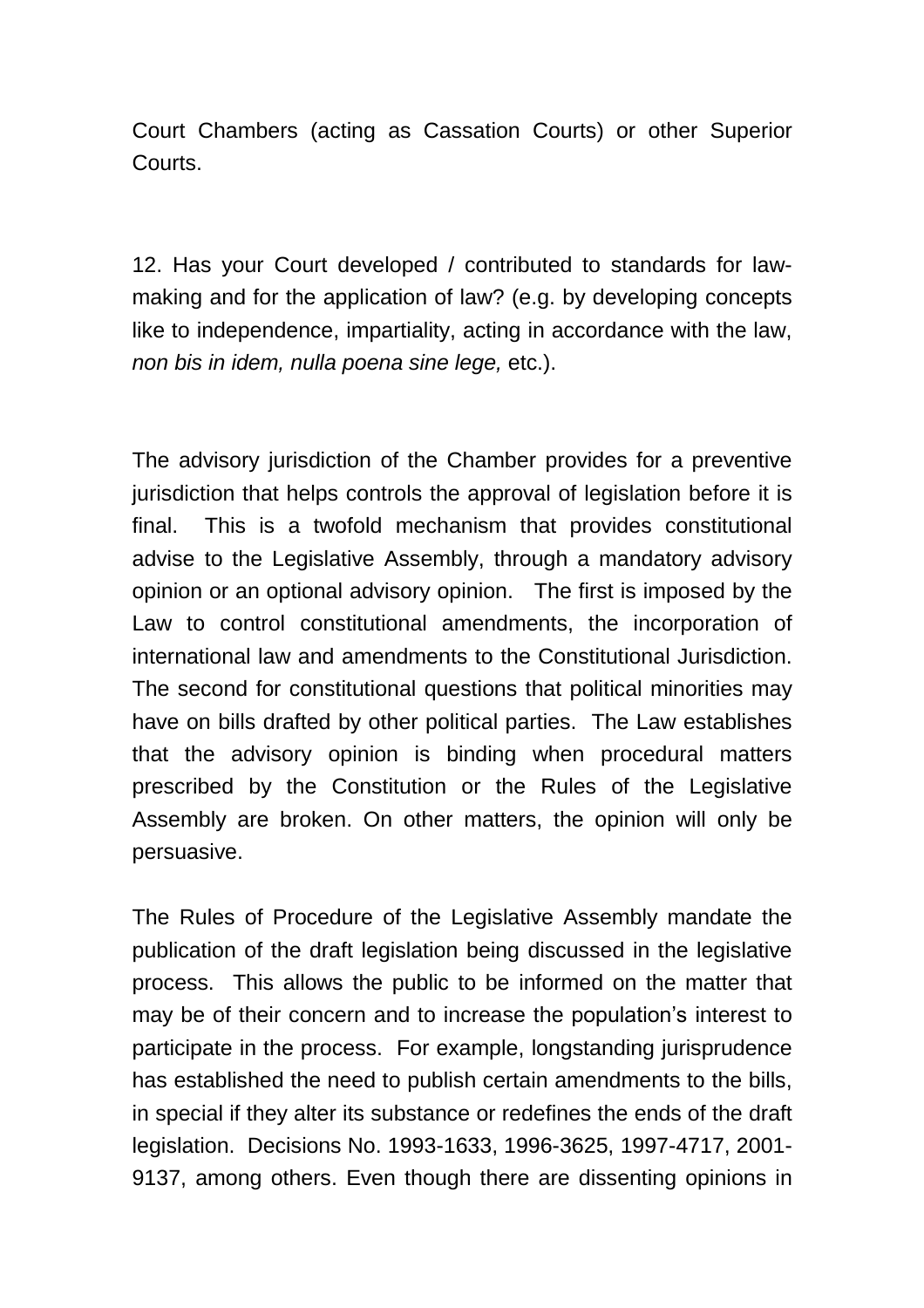Court Chambers (acting as Cassation Courts) or other Superior Courts.

12. Has your Court developed / contributed to standards for law-making and for the application of law? (e.g. by developing concepts like to independence, impartiality, acting in accordance with the law, *non bis in idem, nulla poena sine lege,* etc.).

The advisory jurisdiction of the Chamber provides for a preventive jurisdiction that helps controls the approval of legislation before it is final. This is a twofold mechanism that provides constitutional advise to the Legislative Assembly, through a mandatory advisory opinion or an optional advisory opinion. The first is imposed by the Law to control constitutional amendments, the incorporation of international law and amendments to the Constitutional Jurisdiction. The second for constitutional questions that political minorities may have on bills drafted by other political parties. The Law establishes that the advisory opinion is binding when procedural matters prescribed by the Constitution or the Rules of the Legislative Assembly are broken. On other matters, the opinion will only be persuasive.

The Rules of Procedure of the Legislative Assembly mandate the publication of the draft legislation being discussed in the legislative process. This allows the public to be informed on the matter that may be of their concern and to increase the population's interest to participate in the process. For example, longstanding jurisprudence has established the need to publish certain amendments to the bills, in special if they alter its substance or redefines the ends of the draft legislation. Decisions No. 1993-1633, 1996-3625, 1997-4717, 2001-9137, among others. Even though there are dissenting opinions in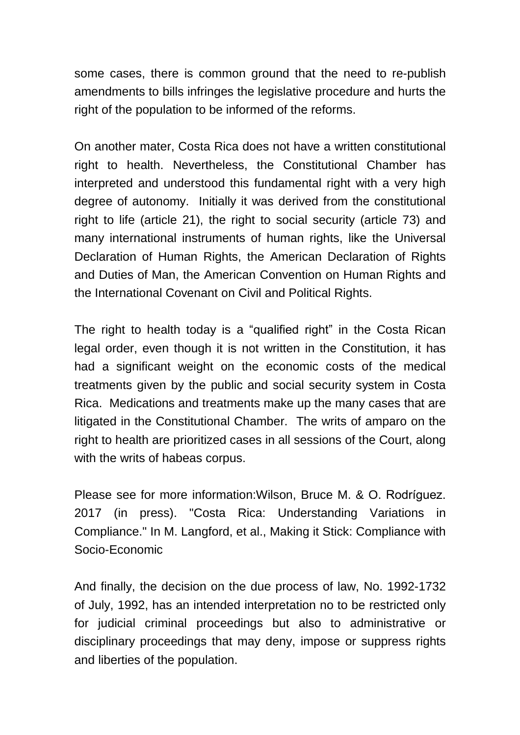some cases, there is common ground that the need to re-publish amendments to bills infringes the legislative procedure and hurts the right of the population to be informed of the reforms.

On another mater, Costa Rica does not have a written constitutional right to health. Nevertheless, the Constitutional Chamber has interpreted and understood this fundamental right with a very high degree of autonomy. Initially it was derived from the constitutional right to life (article 21), the right to social security (article 73) and many international instruments of human rights, like the Universal Declaration of Human Rights, the American Declaration of Rights and Duties of Man, the American Convention on Human Rights and the International Covenant on Civil and Political Rights.

The right to health today is a "qualified right" in the Costa Rican legal order, even though it is not written in the Constitution, it has had a significant weight on the economic costs of the medical treatments given by the public and social security system in Costa Rica. Medications and treatments make up the many cases that are litigated in the Constitutional Chamber. The writs of amparo on the right to health are prioritized cases in all sessions of the Court, along with the writs of habeas corpus.

Please see for more information:Wilson, Bruce M. & O. Rodríguez. 2017 (in press). "Costa Rica: Understanding Variations in Compliance." In M. Langford, et al., Making it Stick: Compliance with Socio-Economic

And finally, the decision on the due process of law, No. 1992-1732 of July, 1992, has an intended interpretation no to be restricted only for judicial criminal proceedings but also to administrative or disciplinary proceedings that may deny, impose or suppress rights and liberties of the population.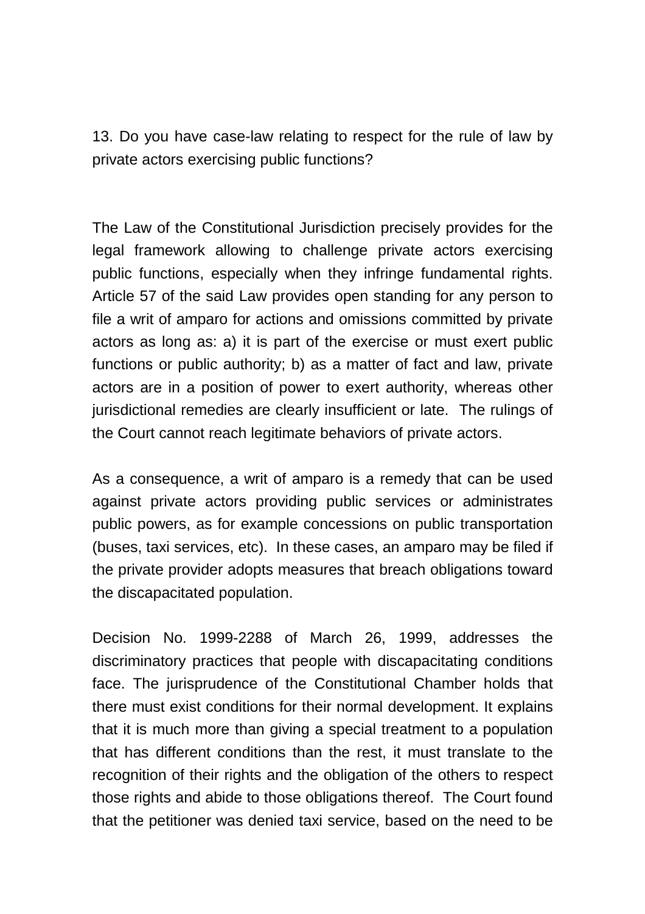13. Do you have case-law relating to respect for the rule of law by private actors exercising public functions?

The Law of the Constitutional Jurisdiction precisely provides for the legal framework allowing to challenge private actors exercising public functions, especially when they infringe fundamental rights. Article 57 of the said Law provides open standing for any person to file a writ of amparo for actions and omissions committed by private actors as long as: a) it is part of the exercise or must exert public functions or public authority; b) as a matter of fact and law, private actors are in a position of power to exert authority, whereas other jurisdictional remedies are clearly insufficient or late. The rulings of the Court cannot reach legitimate behaviors of private actors.

As a consequence, a writ of amparo is a remedy that can be used against private actors providing public services or administrates public powers, as for example concessions on public transportation (buses, taxi services, etc). In these cases, an amparo may be filed if the private provider adopts measures that breach obligations toward the discapacitated population.

Decision No. 1999-2288 of March 26, 1999, addresses the discriminatory practices that people with discapacitating conditions face. The jurisprudence of the Constitutional Chamber holds that there must exist conditions for their normal development. It explains that it is much more than giving a special treatment to a population that has different conditions than the rest, it must translate to the recognition of their rights and the obligation of the others to respect those rights and abide to those obligations thereof. The Court found that the petitioner was denied taxi service, based on the need to be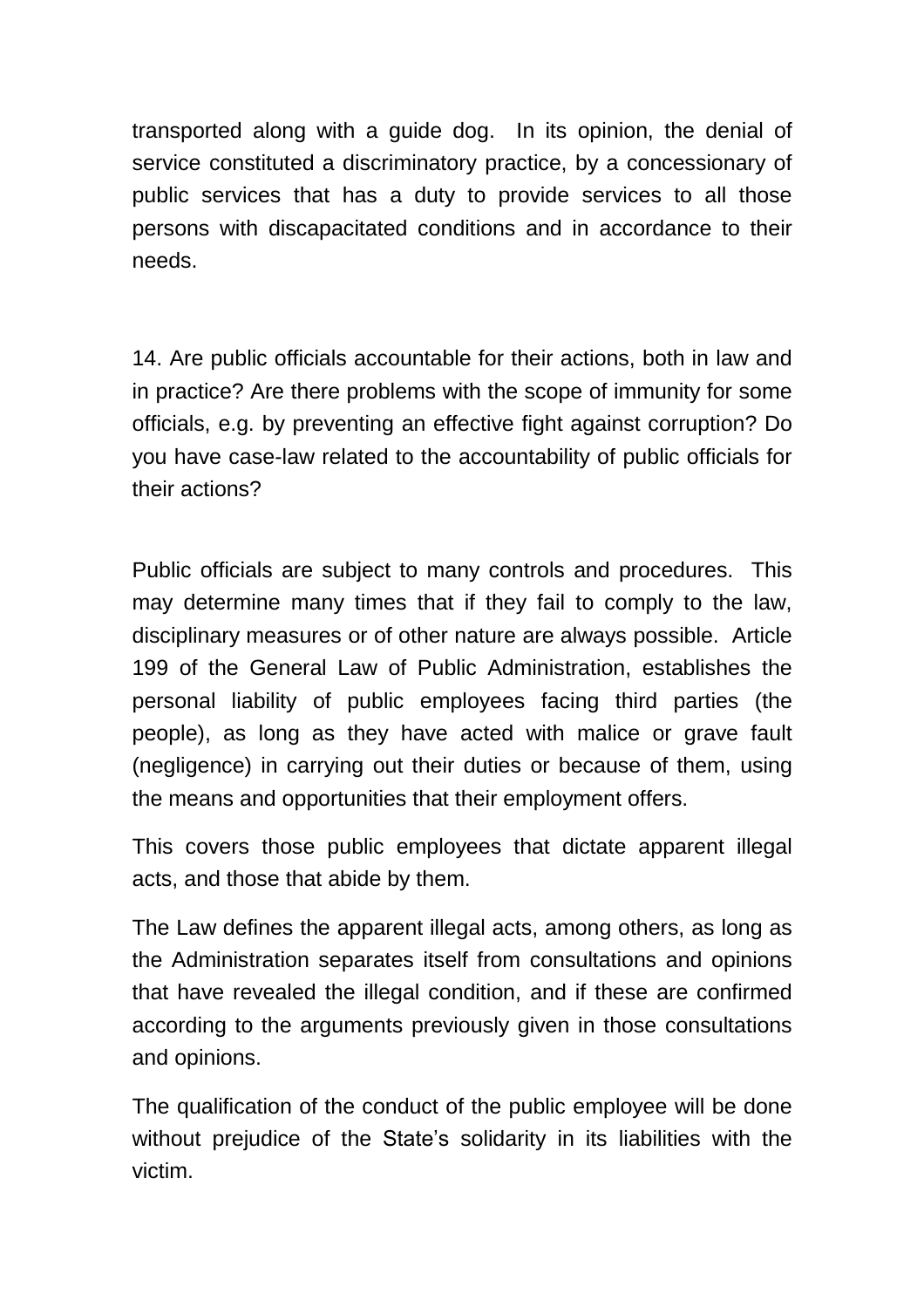transported along with a guide dog. In its opinion, the denial of service constituted a discriminatory practice, by a concessionary of public services that has a duty to provide services to all those persons with discapacitated conditions and in accordance to their needs.

14. Are public officials accountable for their actions, both in law and in practice? Are there problems with the scope of immunity for some officials, e.g. by preventing an effective fight against corruption? Do you have case-law related to the accountability of public officials for their actions?

Public officials are subject to many controls and procedures. This may determine many times that if they fail to comply to the law, disciplinary measures or of other nature are always possible. Article 199 of the General Law of Public Administration, establishes the personal liability of public employees facing third parties (the people), as long as they have acted with malice or grave fault (negligence) in carrying out their duties or because of them, using the means and opportunities that their employment offers.

This covers those public employees that dictate apparent illegal acts, and those that abide by them.

The Law defines the apparent illegal acts, among others, as long as the Administration separates itself from consultations and opinions that have revealed the illegal condition, and if these are confirmed according to the arguments previously given in those consultations and opinions.

The qualification of the conduct of the public employee will be done without prejudice of the State's solidarity in its liabilities with the victim.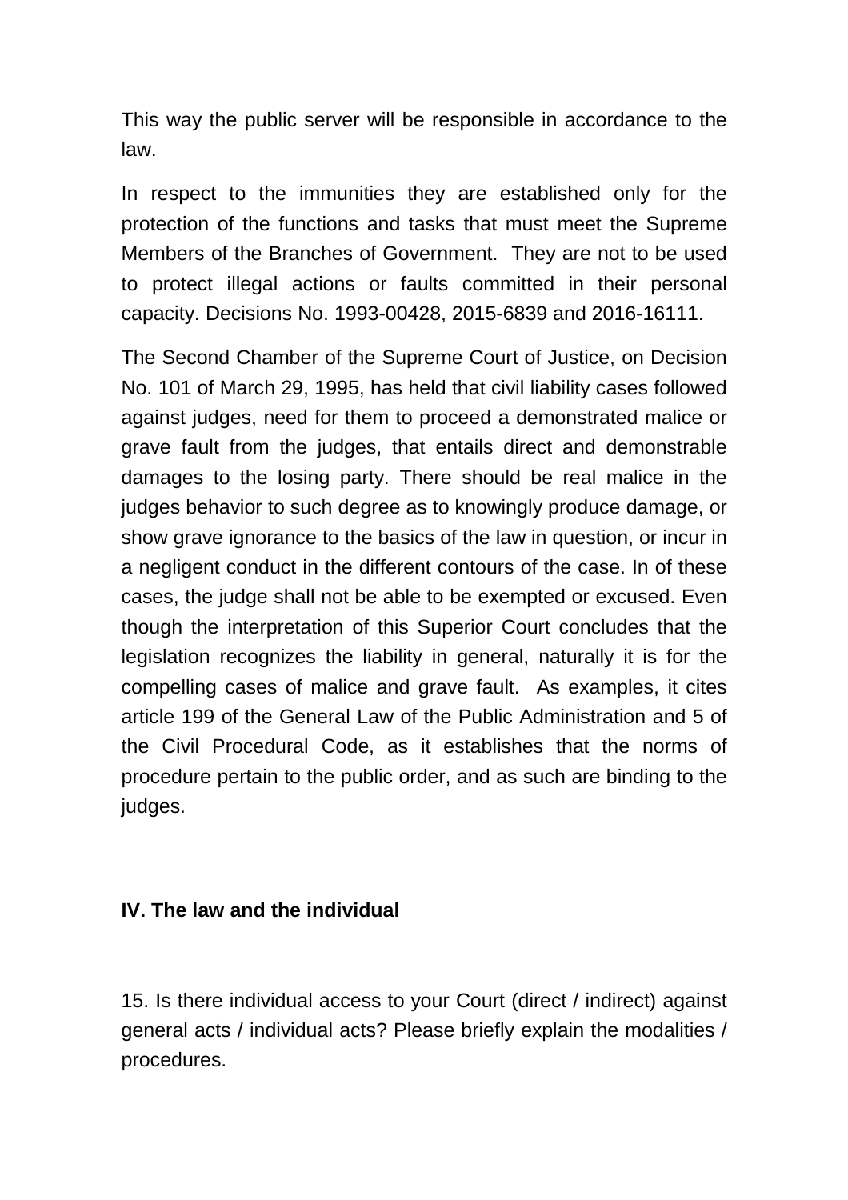This way the public server will be responsible in accordance to the law.

In respect to the immunities they are established only for the protection of the functions and tasks that must meet the Supreme Members of the Branches of Government. They are not to be used to protect illegal actions or faults committed in their personal capacity. Decisions No. 1993-00428, 2015-6839 and 2016-16111.

The Second Chamber of the Supreme Court of Justice, on Decision No. 101 of March 29, 1995, has held that civil liability cases followed against judges, need for them to proceed a demonstrated malice or grave fault from the judges, that entails direct and demonstrable damages to the losing party. There should be real malice in the judges behavior to such degree as to knowingly produce damage, or show grave ignorance to the basics of the law in question, or incur in a negligent conduct in the different contours of the case. In of these cases, the judge shall not be able to be exempted or excused. Even though the interpretation of this Superior Court concludes that the legislation recognizes the liability in general, naturally it is for the compelling cases of malice and grave fault. As examples, it cites article 199 of the General Law of the Public Administration and 5 of the Civil Procedural Code, as it establishes that the norms of procedure pertain to the public order, and as such are binding to the judges.

## IV. The law and the individual

15. Is there individual access to your Court (direct / indirect) against general acts / individual acts? Please briefly explain the modalities / procedures.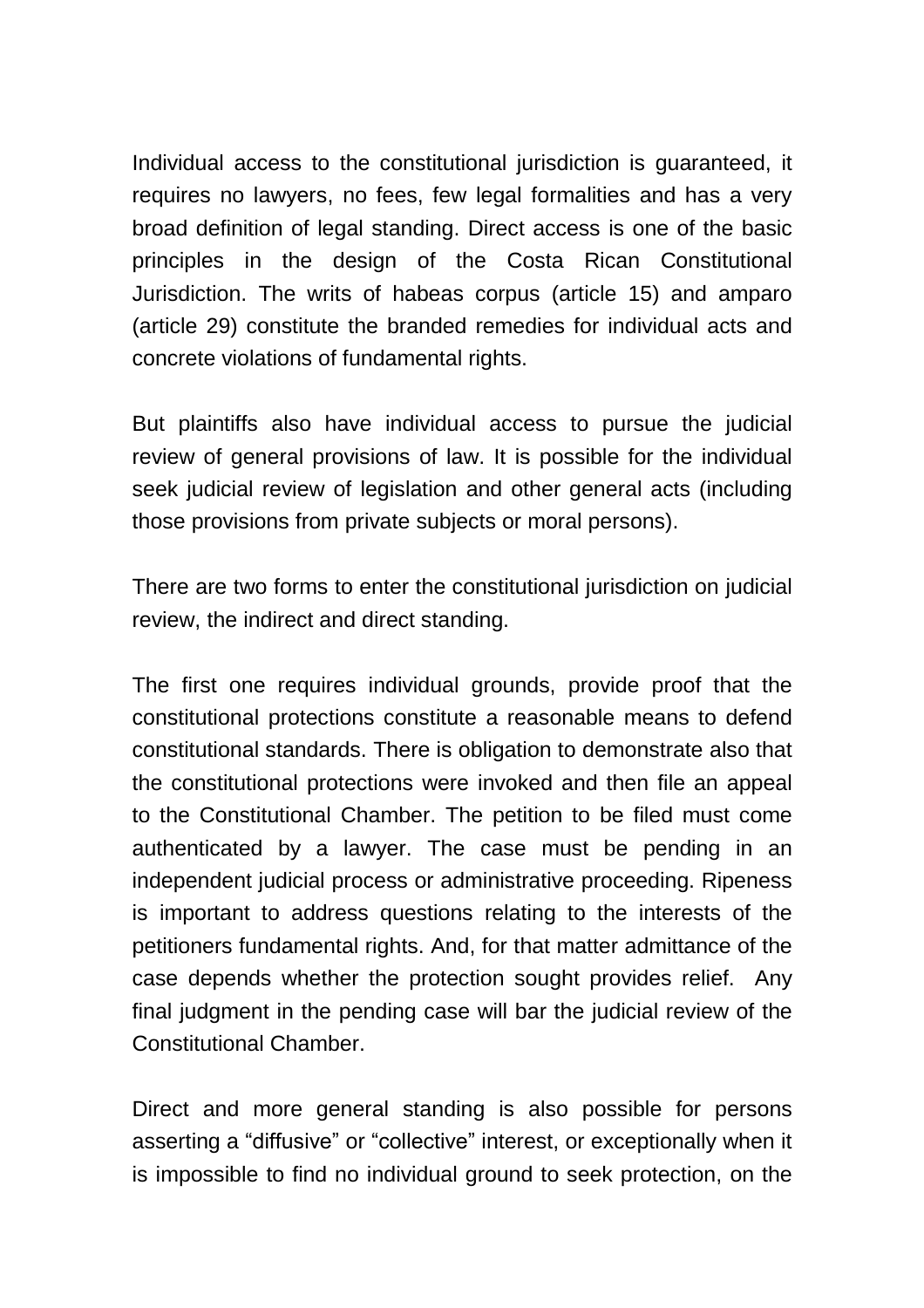Individual access to the constitutional jurisdiction is guaranteed, it requires no lawyers, no fees, few legal formalities and has a very broad definition of legal standing. Direct access is one of the basic principles in the design of the Costa Rican Constitutional Jurisdiction. The writs of habeas corpus (article 15) and amparo (article 29) constitute the branded remedies for individual acts and concrete violations of fundamental rights.

But plaintiffs also have individual access to pursue the judicial review of general provisions of law. It is possible for the individual seek judicial review of legislation and other general acts (including those provisions from private subjects or moral persons).

There are two forms to enter the constitutional jurisdiction on judicial review, the indirect and direct standing.

The first one requires individual grounds, provide proof that the constitutional protections constitute a reasonable means to defend constitutional standards. There is obligation to demonstrate also that the constitutional protections were invoked and then file an appeal to the Constitutional Chamber. The petition to be filed must come authenticated by a lawyer. The case must be pending in an independent judicial process or administrative proceeding. Ripeness is important to address questions relating to the interests of the petitioners fundamental rights. And, for that matter admittance of the case depends whether the protection sought provides relief. Any final judgment in the pending case will bar the judicial review of the Constitutional Chamber.

Direct and more general standing is also possible for persons asserting a "diffusive" or "collective" interest, or exceptionally when it is impossible to find no individual ground to seek protection, on the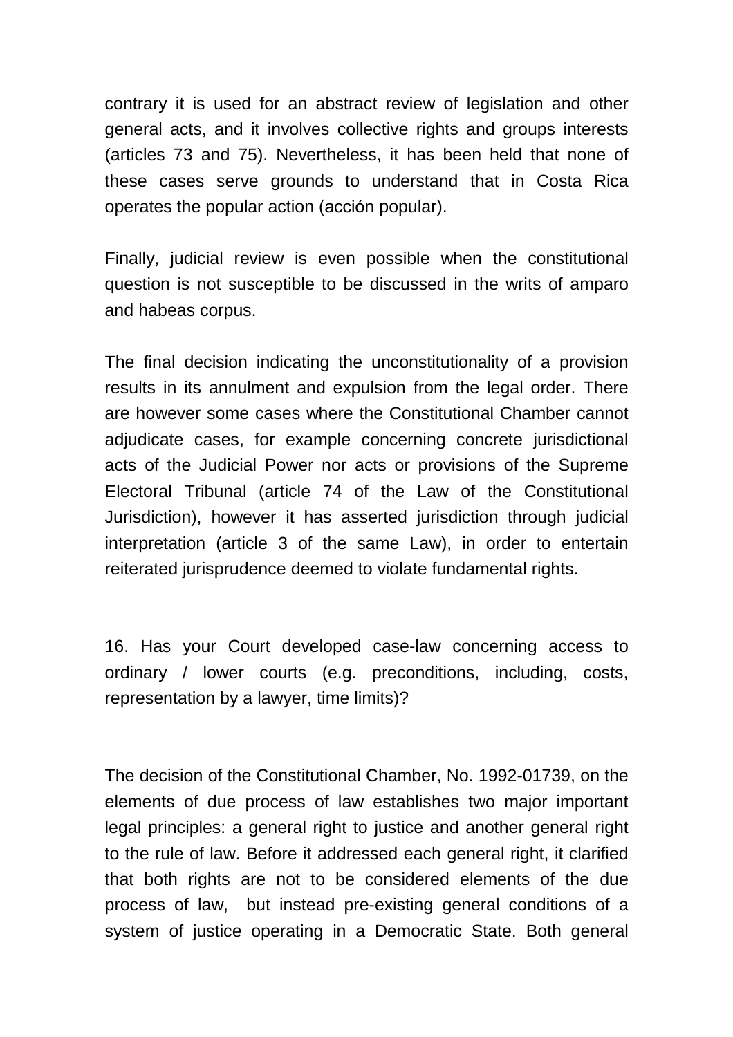contrary it is used for an abstract review of legislation and other general acts, and it involves collective rights and groups interests (articles 73 and 75). Nevertheless, it has been held that none of these cases serve grounds to understand that in Costa Rica operates the popular action (acción popular).

Finally, judicial review is even possible when the constitutional question is not susceptible to be discussed in the writs of amparo and habeas corpus.

The final decision indicating the unconstitutionality of a provision results in its annulment and expulsion from the legal order. There are however some cases where the Constitutional Chamber cannot adjudicate cases, for example concerning concrete jurisdictional acts of the Judicial Power nor acts or provisions of the Supreme Electoral Tribunal (article 74 of the Law of the Constitutional Jurisdiction), however it has asserted jurisdiction through judicial interpretation (article 3 of the same Law), in order to entertain reiterated jurisprudence deemed to violate fundamental rights.

16. Has your Court developed case-law concerning access to ordinary / lower courts (e.g. preconditions, including, costs, representation by a lawyer, time limits)?

The decision of the Constitutional Chamber, No. 1992-01739, on the elements of due process of law establishes two major important legal principles: a general right to justice and another general right to the rule of law. Before it addressed each general right, it clarified that both rights are not to be considered elements of the due process of law, but instead pre-existing general conditions of a system of justice operating in a Democratic State. Both general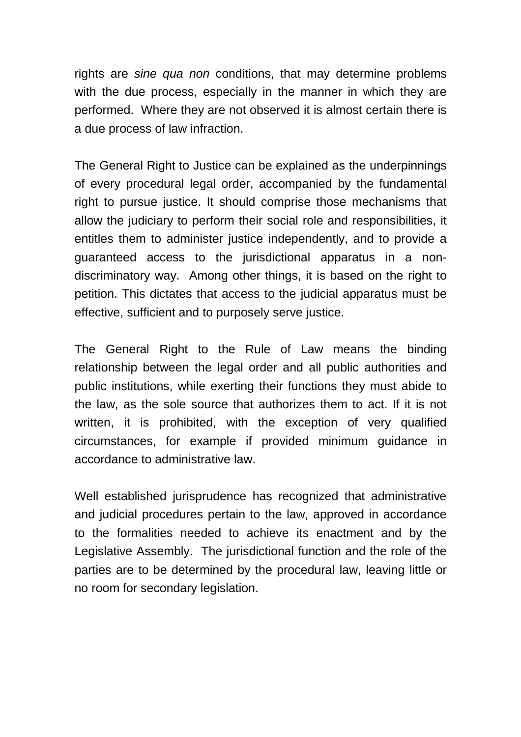rights are *sine qua non* conditions, that may determine problems with the due process, especially in the manner in which they are performed. Where they are not observed it is almost certain there is a due process of law infraction.

The General Right to Justice can be explained as the underpinnings of every procedural legal order, accompanied by the fundamental right to pursue justice. It should comprise those mechanisms that allow the judiciary to perform their social role and responsibilities, it entitles them to administer justice independently, and to provide a guaranteed access to the jurisdictional apparatus in a non-discriminatory way. Among other things, it is based on the right to petition. This dictates that access to the judicial apparatus must be effective, sufficient and to purposely serve justice.

The General Right to the Rule of Law means the binding relationship between the legal order and all public authorities and public institutions, while exerting their functions they must abide to the law, as the sole source that authorizes them to act. If it is not written, it is prohibited, with the exception of very qualified circumstances, for example if provided minimum guidance in accordance to administrative law.

Well established jurisprudence has recognized that administrative and judicial procedures pertain to the law, approved in accordance to the formalities needed to achieve its enactment and by the Legislative Assembly. The jurisdictional function and the role of the parties are to be determined by the procedural law, leaving little or no room for secondary legislation.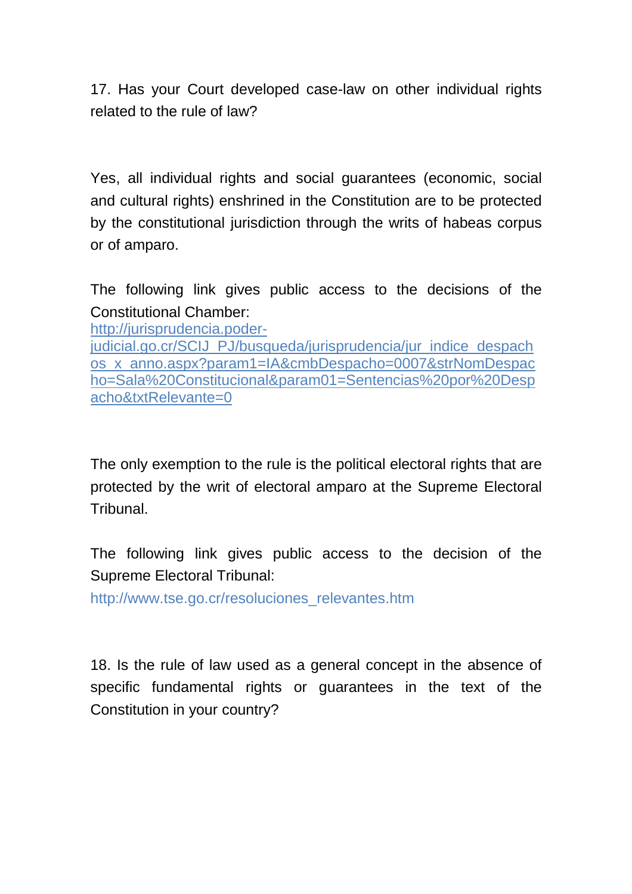17. Has your Court developed case-law on other individual rights related to the rule of law?

Yes, all individual rights and social guarantees (economic, social and cultural rights) enshrined in the Constitution are to be protected by the constitutional jurisdiction through the writs of habeas corpus or of amparo.

The following link gives public access to the decisions of the Constitutional Chamber:
http://jurisprudencia.poder-judicial.go.cr/SCIJ_PJ/busqueda/jurisprudencia/jur_indice_despachos_x_anno.aspx?param1=IA&cmbDespacho=0007&strNomDespacho=Sala%20Constitucional&param01=Sentencias%20por%20Despacho&txtRelevante=0

The only exemption to the rule is the political electoral rights that are protected by the writ of electoral amparo at the Supreme Electoral Tribunal.

The following link gives public access to the decision of the Supreme Electoral Tribunal:
http://www.tse.go.cr/resoluciones_relevantes.htm

18. Is the rule of law used as a general concept in the absence of specific fundamental rights or guarantees in the text of the Constitution in your country?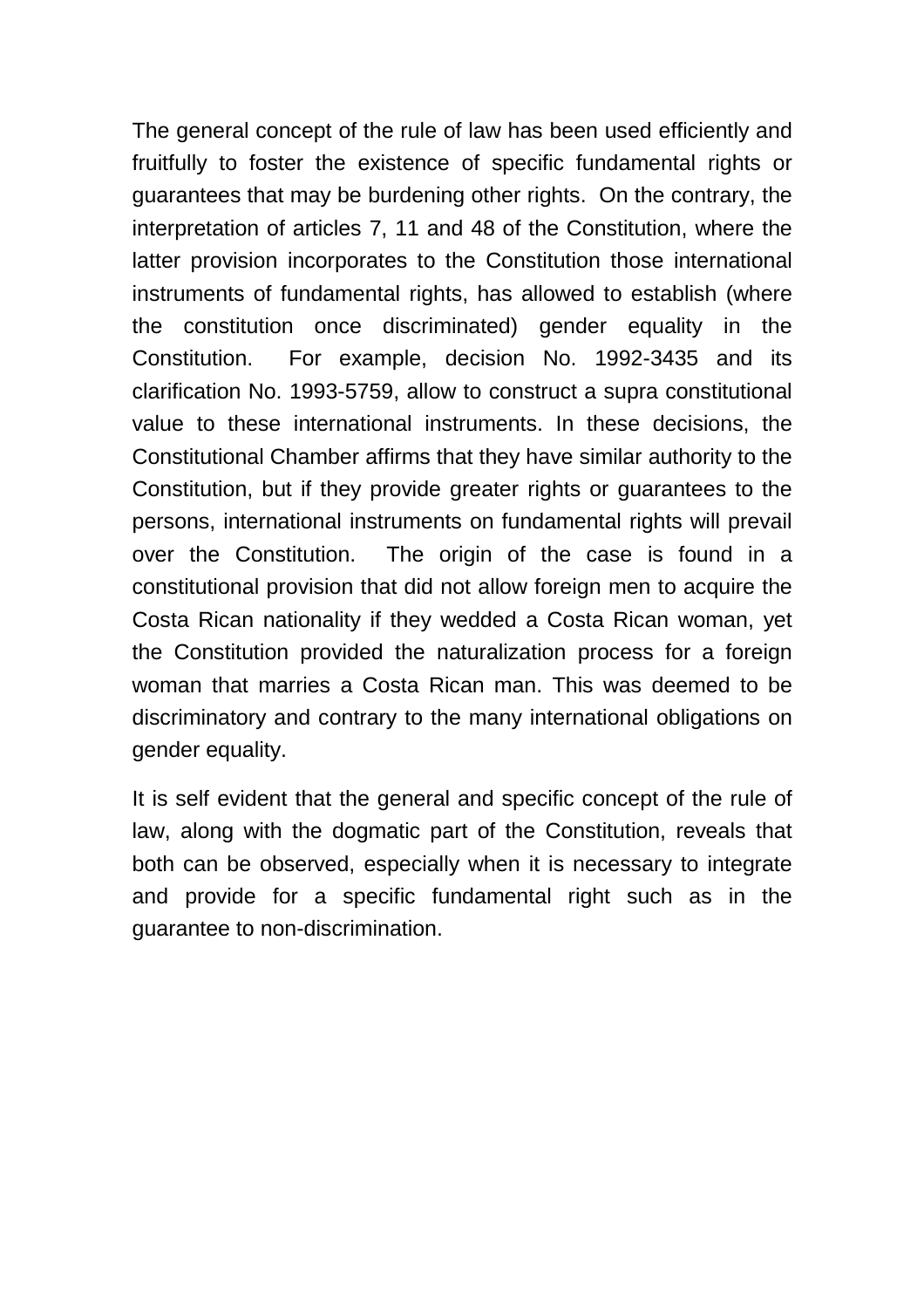The general concept of the rule of law has been used efficiently and fruitfully to foster the existence of specific fundamental rights or guarantees that may be burdening other rights. On the contrary, the interpretation of articles 7, 11 and 48 of the Constitution, where the latter provision incorporates to the Constitution those international instruments of fundamental rights, has allowed to establish (where the constitution once discriminated) gender equality in the Constitution. For example, decision No. 1992-3435 and its clarification No. 1993-5759, allow to construct a supra constitutional value to these international instruments. In these decisions, the Constitutional Chamber affirms that they have similar authority to the Constitution, but if they provide greater rights or guarantees to the persons, international instruments on fundamental rights will prevail over the Constitution. The origin of the case is found in a constitutional provision that did not allow foreign men to acquire the Costa Rican nationality if they wedded a Costa Rican woman, yet the Constitution provided the naturalization process for a foreign woman that marries a Costa Rican man. This was deemed to be discriminatory and contrary to the many international obligations on gender equality.

It is self evident that the general and specific concept of the rule of law, along with the dogmatic part of the Constitution, reveals that both can be observed, especially when it is necessary to integrate and provide for a specific fundamental right such as in the guarantee to non-discrimination.